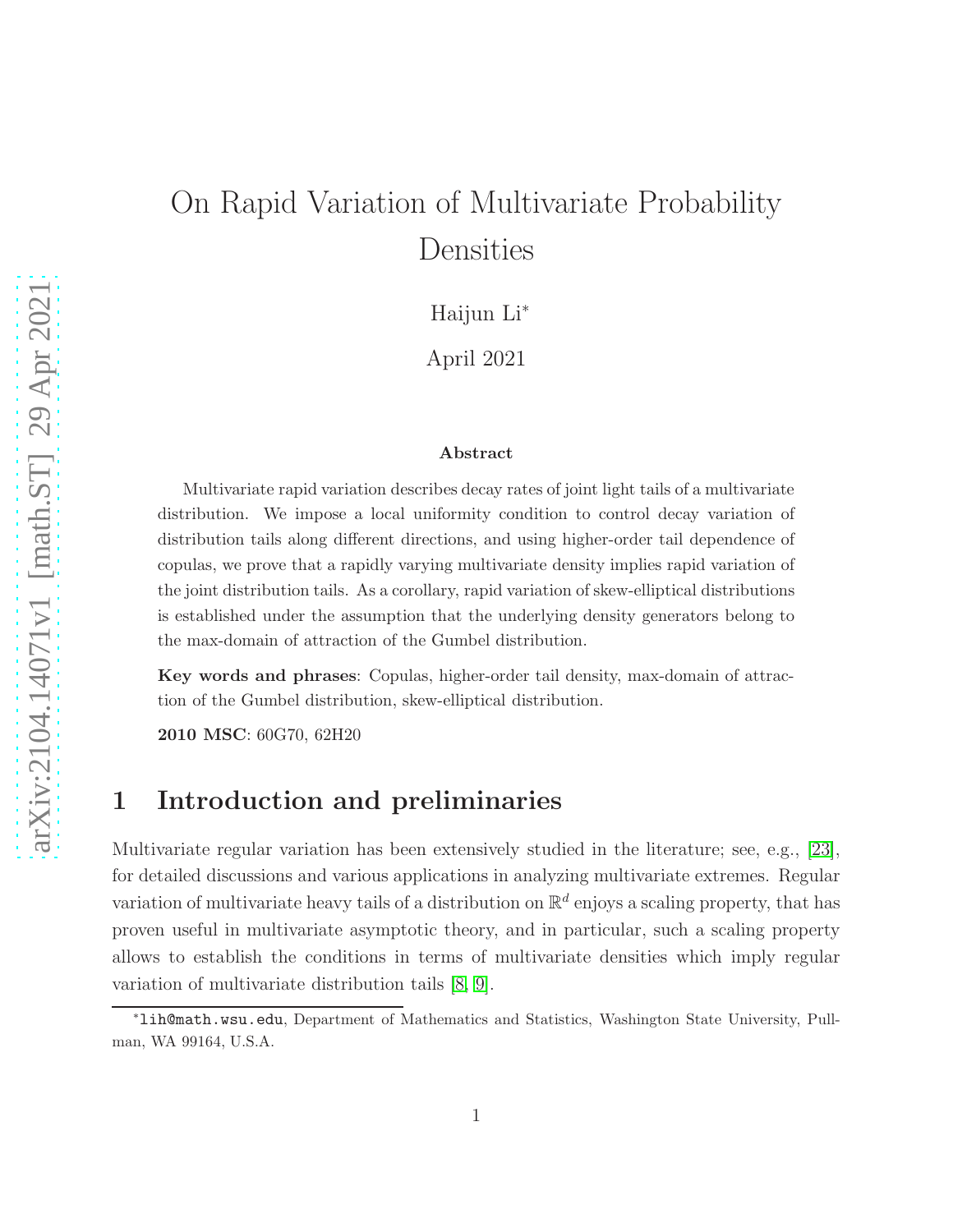# On Rapid Variation of Multivariate Probability Densities

Haijun Li*

April 2021

**Abstract**

Multivariate rapid variation describes decay rates of joint light tails of a multivariate distribution. We impose a local uniformity condition to control decay variation of distribution tails along different directions, and using higher-order tail dependence of copulas, we prove that a rapidly varying multivariate density implies rapid variation of the joint distribution tails. As a corollary, rapid variation of skew-elliptical distributions is established under the assumption that the underlying density generators belong to the max-domain of attraction of the Gumbel distribution.

**Key words and phrases**: Copulas, higher-order tail density, max-domain of attraction of the Gumbel distribution, skew-elliptical distribution.

**2010 MSC**: 60G70, 62H20

## 1 Introduction and preliminaries

Multivariate regular variation has been extensively studied in the literature; see, e.g., [23], for detailed discussions and various applications in analyzing multivariate extremes. Regular variation of multivariate heavy tails of a distribution on $\mathbb{R}^d$ enjoys a scaling property, that has proven useful in multivariate asymptotic theory, and in particular, such a scaling property allows to establish the conditions in terms of multivariate densities which imply regular variation of multivariate distribution tails [8, 9].

*lih@math.wsu.edu, Department of Mathematics and Statistics, Washington State University, Pullman, WA 99164, U.S.A.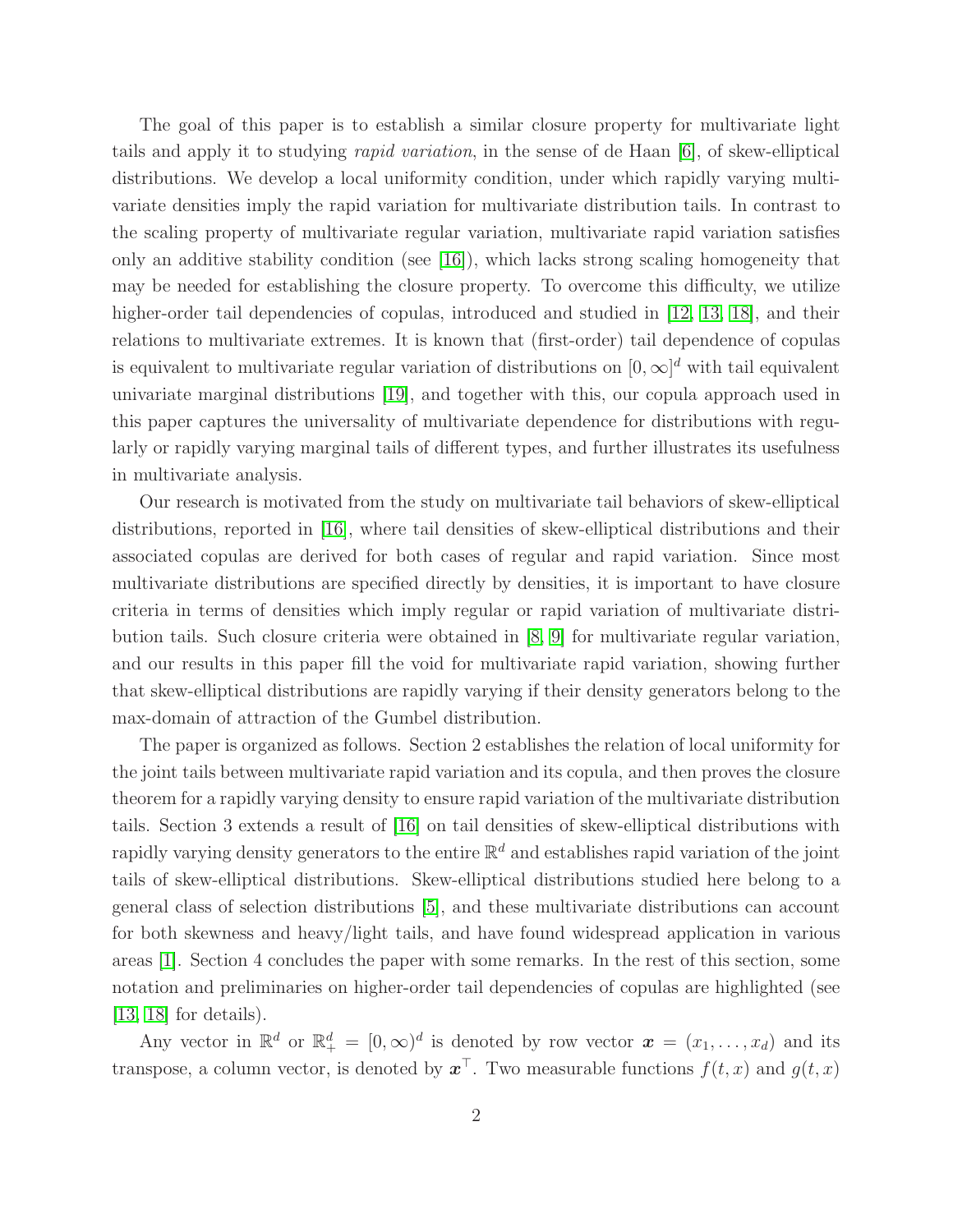The goal of this paper is to establish a similar closure property for multivariate light tails and apply it to studying *rapid variation*, in the sense of de Haan [6], of skew-elliptical distributions. We develop a local uniformity condition, under which rapidly varying multivariate densities imply the rapid variation for multivariate distribution tails. In contrast to the scaling property of multivariate regular variation, multivariate rapid variation satisfies only an additive stability condition (see [16]), which lacks strong scaling homogeneity that may be needed for establishing the closure property. To overcome this difficulty, we utilize higher-order tail dependencies of copulas, introduced and studied in [12, 13, 18], and their relations to multivariate extremes. It is known that (first-order) tail dependence of copulas is equivalent to multivariate regular variation of distributions on $[0, \infty]^d$ with tail equivalent univariate marginal distributions [19], and together with this, our copula approach used in this paper captures the universality of multivariate dependence for distributions with regularly or rapidly varying marginal tails of different types, and further illustrates its usefulness in multivariate analysis.

Our research is motivated from the study on multivariate tail behaviors of skew-elliptical distributions, reported in [16], where tail densities of skew-elliptical distributions and their associated copulas are derived for both cases of regular and rapid variation. Since most multivariate distributions are specified directly by densities, it is important to have closure criteria in terms of densities which imply regular or rapid variation of multivariate distribution tails. Such closure criteria were obtained in [8, 9] for multivariate regular variation, and our results in this paper fill the void for multivariate rapid variation, showing further that skew-elliptical distributions are rapidly varying if their density generators belong to the max-domain of attraction of the Gumbel distribution.

The paper is organized as follows. Section 2 establishes the relation of local uniformity for the joint tails between multivariate rapid variation and its copula, and then proves the closure theorem for a rapidly varying density to ensure rapid variation of the multivariate distribution tails. Section 3 extends a result of [16] on tail densities of skew-elliptical distributions with rapidly varying density generators to the entire $\mathbb{R}^d$ and establishes rapid variation of the joint tails of skew-elliptical distributions. Skew-elliptical distributions studied here belong to a general class of selection distributions [5], and these multivariate distributions can account for both skewness and heavy/light tails, and have found widespread application in various areas [1]. Section 4 concludes the paper with some remarks. In the rest of this section, some notation and preliminaries on higher-order tail dependencies of copulas are highlighted (see [13, 18] for details).

Any vector in $\mathbb{R}^d$ or $\mathbb{R}^d_+ = [0, \infty)^d$ is denoted by row vector $\boldsymbol{x} = (x_1, \dots, x_d)$ and its transpose, a column vector, is denoted by $\boldsymbol{x}^\top$. Two measurable functions $f(t, x)$ and $g(t, x)$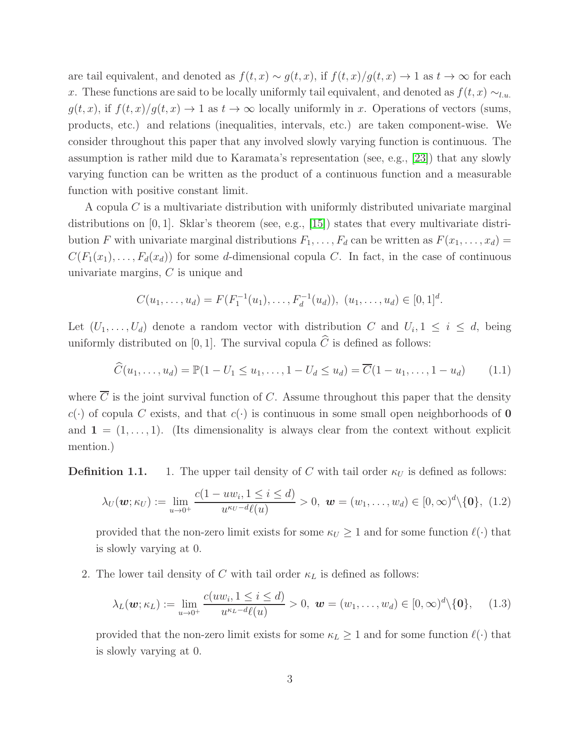are tail equivalent, and denoted as $f(t,x) \sim g(t,x)$, if $f(t,x)/g(t,x) \to 1$ as $t \to \infty$ for each $x$. These functions are said to be locally uniformly tail equivalent, and denoted as $f(t,x) \sim_{l.u.} g(t,x)$, if $f(t,x)/g(t,x) \to 1$ as $t \to \infty$ locally uniformly in $x$. Operations of vectors (sums, products, etc.) and relations (inequalities, intervals, etc.) are taken component-wise. We consider throughout this paper that any involved slowly varying function is continuous. The assumption is rather mild due to Karamata's representation (see, e.g., [23]) that any slowly varying function can be written as the product of a continuous function and a measurable function with positive constant limit.

A copula $C$ is a multivariate distribution with uniformly distributed univariate marginal distributions on $[0,1]$. Sklar's theorem (see, e.g., [15]) states that every multivariate distribution $F$ with univariate marginal distributions $F_1, \dots, F_d$ can be written as $F(x_1, \dots, x_d) = C(F_1(x_1), \dots, F_d(x_d))$ for some $d$-dimensional copula $C$. In fact, in the case of continuous univariate margins, $C$ is unique and

$$C(u_1, \dots, u_d) = F(F_1^{-1}(u_1), \dots, F_d^{-1}(u_d)), \ (u_1, \dots, u_d) \in [0,1]^d.$$

Let $(U_1, \dots, U_d)$ denote a random vector with distribution $C$ and $U_i, 1 \le i \le d$, being uniformly distributed on $[0,1]$. The survival copula $\widehat{C}$ is defined as follows:

$$\widehat{C}(u_1, \dots, u_d) = \mathbb{P}(1 - U_1 \le u_1, \dots, 1 - U_d \le u_d) = \overline{C}(1 - u_1, \dots, 1 - u_d) \tag{1.1}$$

where $\overline{C}$ is the joint survival function of $C$. Assume throughout this paper that the density $c(\cdot)$ of copula $C$ exists, and that $c(\cdot)$ is continuous in some small open neighborhoods of $\mathbf{0}$ and $\mathbf{1} = (1, \dots, 1)$. (Its dimensionality is always clear from the context without explicit mention.)

**Definition 1.1.** 1. The upper tail density of $C$ with tail order $\kappa_U$ is defined as follows:

$$\lambda_U(\boldsymbol{w}; \kappa_U) := \lim_{u \to 0^+} \frac{c(1 - uw_i, 1 \le i \le d)}{u^{\kappa_U - d}\ell(u)} > 0, \ \boldsymbol{w} = (w_1, \dots, w_d) \in [0, \infty)^d \backslash \{\mathbf{0}\}, \tag{1.2}$$

provided that the non-zero limit exists for some $\kappa_U \ge 1$ and for some function $\ell(\cdot)$ that is slowly varying at 0.

2. The lower tail density of $C$ with tail order $\kappa_L$ is defined as follows:

$$\lambda_L(\boldsymbol{w}; \kappa_L) := \lim_{u \to 0^+} \frac{c(uw_i, 1 \le i \le d)}{u^{\kappa_L - d}\ell(u)} > 0, \ \boldsymbol{w} = (w_1, \dots, w_d) \in [0, \infty)^d \backslash \{\mathbf{0}\}, \tag{1.3}$$

provided that the non-zero limit exists for some $\kappa_L \ge 1$ and for some function $\ell(\cdot)$ that is slowly varying at 0.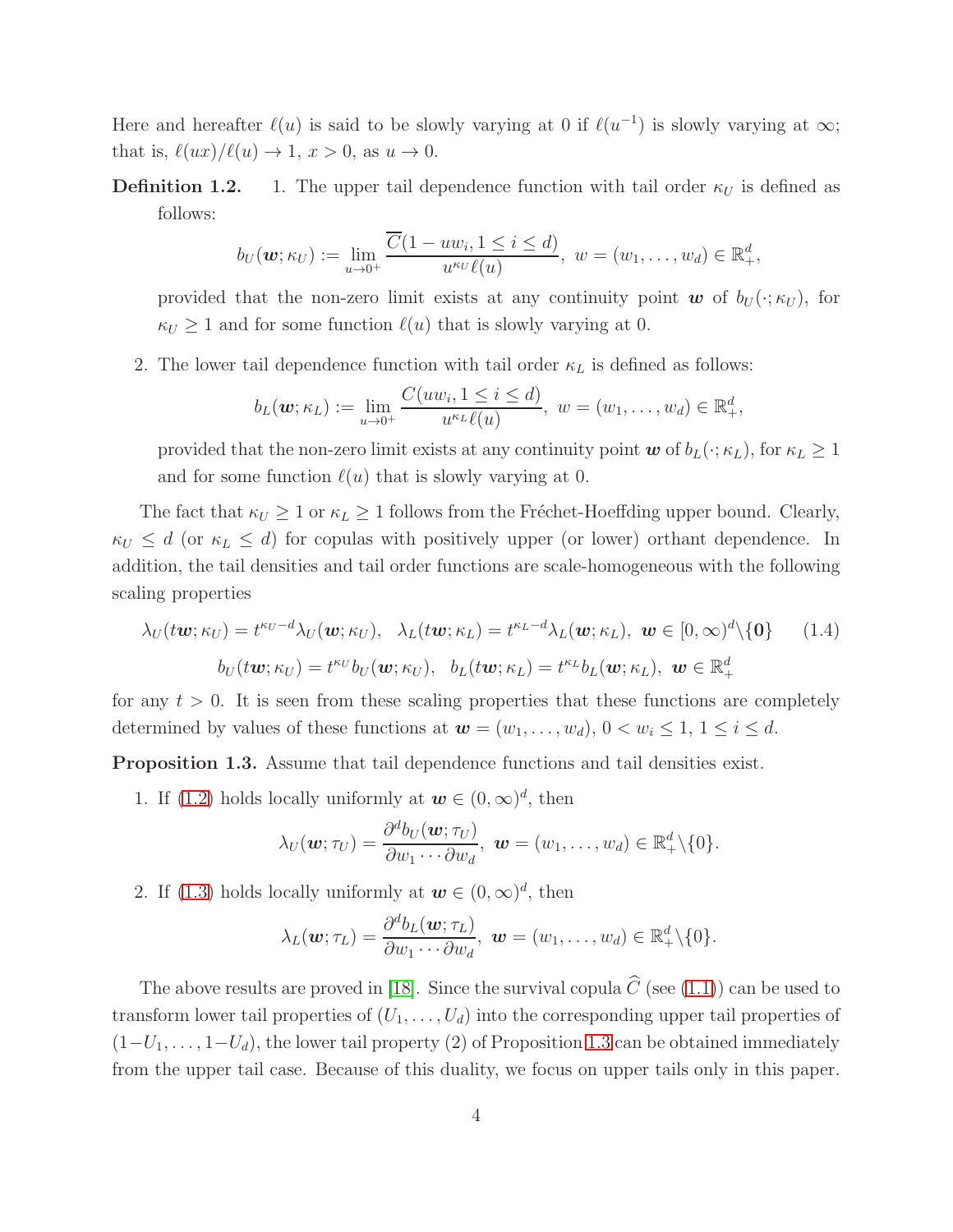Here and hereafter $\ell(u)$ is said to be slowly varying at 0 if $\ell(u^{-1})$ is slowly varying at $\infty$; that is, $\ell(ux)/\ell(u) \to 1$, $x > 0$, as $u \to 0$.

**Definition 1.2.** 1. The upper tail dependence function with tail order $\kappa_U$ is defined as follows:

$$b_U(\boldsymbol{w}; \kappa_U) := \lim_{u \to 0^+} \frac{\overline{C}(1 - uw_i, 1 \le i \le d)}{u^{\kappa_U} \ell(u)}, \ w = (w_1, \dots, w_d) \in \mathbb{R}^d_+,$$

provided that the non-zero limit exists at any continuity point $\boldsymbol{w}$ of $b_U(\cdot; \kappa_U)$, for $\kappa_U \ge 1$ and for some function $\ell(u)$ that is slowly varying at 0.

2. The lower tail dependence function with tail order $\kappa_L$ is defined as follows:

$$b_L(\boldsymbol{w}; \kappa_L) := \lim_{u \to 0^+} \frac{C(uw_i, 1 \le i \le d)}{u^{\kappa_L} \ell(u)}, \ w = (w_1, \dots, w_d) \in \mathbb{R}^d_+,$$

provided that the non-zero limit exists at any continuity point $\boldsymbol{w}$ of $b_L(\cdot; \kappa_L)$, for $\kappa_L \ge 1$ and for some function $\ell(u)$ that is slowly varying at 0.

The fact that $\kappa_U \ge 1$ or $\kappa_L \ge 1$ follows from the Fréchet-Hoeffding upper bound. Clearly, $\kappa_U \le d$ (or $\kappa_L \le d$) for copulas with positively upper (or lower) orthant dependence. In addition, the tail densities and tail order functions are scale-homogeneous with the following scaling properties

$$\lambda_U(t\boldsymbol{w}; \kappa_U) = t^{\kappa_U - d} \lambda_U(\boldsymbol{w}; \kappa_U), \ \ \lambda_L(t\boldsymbol{w}; \kappa_L) = t^{\kappa_L - d} \lambda_L(\boldsymbol{w}; \kappa_L), \ \boldsymbol{w} \in [0, \infty)^d \backslash \{\boldsymbol{0}\} \tag{1.4}$$

$$b_U(t\boldsymbol{w}; \kappa_U) = t^{\kappa_U} b_U(\boldsymbol{w}; \kappa_U), \ \ b_L(t\boldsymbol{w}; \kappa_L) = t^{\kappa_L} b_L(\boldsymbol{w}; \kappa_L), \ \boldsymbol{w} \in \mathbb{R}^d_+$$

for any $t > 0$. It is seen from these scaling properties that these functions are completely determined by values of these functions at $\boldsymbol{w} = (w_1, \dots, w_d)$, $0 < w_i \le 1$, $1 \le i \le d$.

**Proposition 1.3.** Assume that tail dependence functions and tail densities exist.

1. If (1.2) holds locally uniformly at $\boldsymbol{w} \in (0, \infty)^d$, then

$$\lambda_U(\boldsymbol{w}; \tau_U) = \frac{\partial^d b_U(\boldsymbol{w}; \tau_U)}{\partial w_1 \cdots \partial w_d}, \ \boldsymbol{w} = (w_1, \dots, w_d) \in \mathbb{R}^d_+ \backslash \{0\}.$$

2. If (1.3) holds locally uniformly at $\boldsymbol{w} \in (0, \infty)^d$, then

$$\lambda_L(\boldsymbol{w}; \tau_L) = \frac{\partial^d b_L(\boldsymbol{w}; \tau_L)}{\partial w_1 \cdots \partial w_d}, \ \boldsymbol{w} = (w_1, \dots, w_d) \in \mathbb{R}^d_+ \backslash \{0\}.$$

The above results are proved in [18]. Since the survival copula $\widehat{C}$ (see (1.1)) can be used to transform lower tail properties of $(U_1, \dots, U_d)$ into the corresponding upper tail properties of $(1-U_1, \dots, 1-U_d)$, the lower tail property (2) of Proposition 1.3 can be obtained immediately from the upper tail case. Because of this duality, we focus on upper tails only in this paper.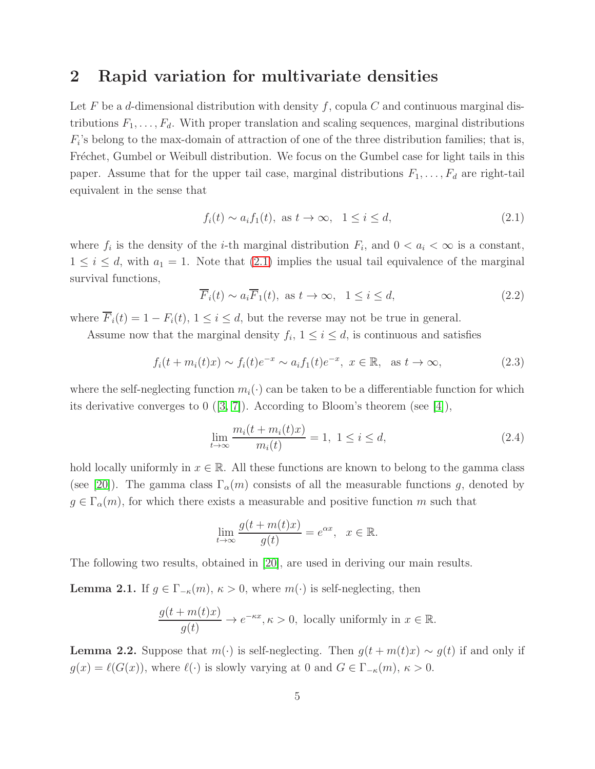## 2 Rapid variation for multivariate densities

Let $F$ be a $d$-dimensional distribution with density $f$, copula $C$ and continuous marginal distributions $F_1, \dots, F_d$. With proper translation and scaling sequences, marginal distributions $F_i$'s belong to the max-domain of attraction of one of the three distribution families; that is, Fréchet, Gumbel or Weibull distribution. We focus on the Gumbel case for light tails in this paper. Assume that for the upper tail case, marginal distributions $F_1, \dots, F_d$ are right-tail equivalent in the sense that

$$f_i(t) \sim a_i f_1(t), \text{ as } t \to \infty, \quad 1 \le i \le d, \tag{2.1}$$

where $f_i$ is the density of the $i$-th marginal distribution $F_i$, and $0 < a_i < \infty$ is a constant, $1 \le i \le d$, with $a_1 = 1$. Note that (2.1) implies the usual tail equivalence of the marginal survival functions,

$$\overline{F}_i(t) \sim a_i \overline{F}_1(t), \text{ as } t \to \infty, \quad 1 \le i \le d, \tag{2.2}$$

where $\overline{F}_i(t) = 1 - F_i(t)$, $1 \le i \le d$, but the reverse may not be true in general.

Assume now that the marginal density $f_i$, $1 \le i \le d$, is continuous and satisfies

$$f_i(t + m_i(t)x) \sim f_i(t)e^{-x} \sim a_i f_1(t) e^{-x}, \; x \in \mathbb{R}, \quad \text{as } t \to \infty, \tag{2.3}$$

where the self-neglecting function $m_i(\cdot)$ can be taken to be a differentiable function for which its derivative converges to 0 ([3, 7]). According to Bloom's theorem (see [4]),

$$\lim_{t \to \infty} \frac{m_i(t + m_i(t)x)}{m_i(t)} = 1, \; 1 \le i \le d, \tag{2.4}$$

hold locally uniformly in $x \in \mathbb{R}$. All these functions are known to belong to the gamma class (see [20]). The gamma class $\Gamma_\alpha(m)$ consists of all the measurable functions $g$, denoted by $g \in \Gamma_\alpha(m)$, for which there exists a measurable and positive function $m$ such that

$$\lim_{t \to \infty} \frac{g(t + m(t)x)}{g(t)} = e^{\alpha x}, \quad x \in \mathbb{R}.$$

The following two results, obtained in [20], are used in deriving our main results.

**Lemma 2.1.** If $g \in \Gamma_{-\kappa}(m)$, $\kappa > 0$, where $m(\cdot)$ is self-neglecting, then

$$\frac{g(t + m(t)x)}{g(t)} \to e^{-\kappa x}, \kappa > 0, \text{ locally uniformly in } x \in \mathbb{R}.$$

**Lemma 2.2.** Suppose that $m(\cdot)$ is self-neglecting. Then $g(t + m(t)x) \sim g(t)$ if and only if $g(x) = \ell(G(x))$, where $\ell(\cdot)$ is slowly varying at 0 and $G \in \Gamma_{-\kappa}(m)$, $\kappa > 0$.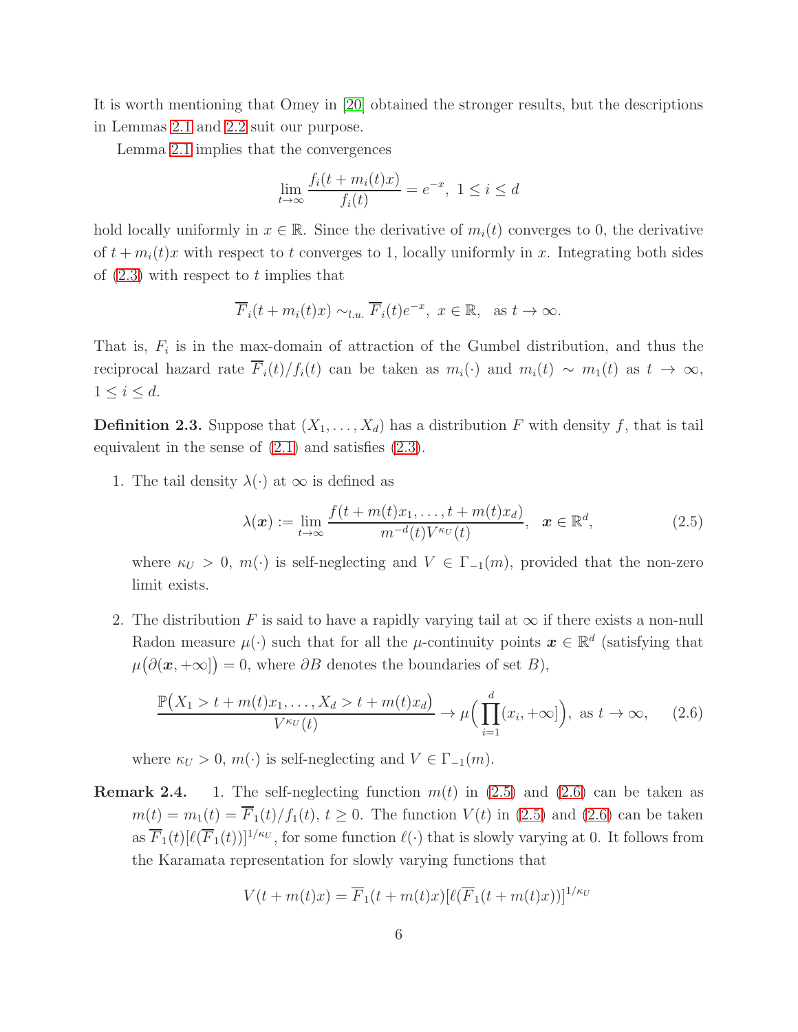It is worth mentioning that Omey in [20] obtained the stronger results, but the descriptions in Lemmas 2.1 and 2.2 suit our purpose.

Lemma 2.1 implies that the convergences

$$\lim_{t\to\infty} \frac{f_i(t + m_i(t)x)}{f_i(t)} = e^{-x},\ 1 \le i \le d$$

hold locally uniformly in $x \in \mathbb{R}$. Since the derivative of $m_i(t)$ converges to 0, the derivative of $t + m_i(t)x$ with respect to $t$ converges to 1, locally uniformly in $x$. Integrating both sides of (2.3) with respect to $t$ implies that

$$\overline{F}_i(t + m_i(t)x) \sim_{l.u.} \overline{F}_i(t)e^{-x},\ x \in \mathbb{R}, \ \text{ as } t \to \infty.$$

That is, $F_i$ is in the max-domain of attraction of the Gumbel distribution, and thus the reciprocal hazard rate $\overline{F}_i(t)/f_i(t)$ can be taken as $m_i(\cdot)$ and $m_i(t) \sim m_1(t)$ as $t \to \infty$, $1 \le i \le d$.

**Definition 2.3.** Suppose that $(X_1, \dots, X_d)$ has a distribution $F$ with density $f$, that is tail equivalent in the sense of (2.1) and satisfies (2.3).

1. The tail density $\lambda(\cdot)$ at $\infty$ is defined as

$$\lambda(\boldsymbol{x}) := \lim_{t\to\infty} \frac{f(t + m(t)x_1, \dots, t + m(t)x_d)}{m^{-d}(t)V^{\kappa_U}(t)}, \ \ \boldsymbol{x} \in \mathbb{R}^d, \tag{2.5}$$

   where $\kappa_U > 0$, $m(\cdot)$ is self-neglecting and $V \in \Gamma_{-1}(m)$, provided that the non-zero limit exists.

2. The distribution $F$ is said to have a rapidly varying tail at $\infty$ if there exists a non-null Radon measure $\mu(\cdot)$ such that for all the $\mu$-continuity points $\boldsymbol{x} \in \mathbb{R}^d$ (satisfying that $\mu\big(\partial(\boldsymbol{x}, +\infty]\big) = 0$, where $\partial B$ denotes the boundaries of set $B$),

$$\frac{\mathbb{P}\big(X_1 > t + m(t)x_1, \dots, X_d > t + m(t)x_d\big)}{V^{\kappa_U}(t)} \to \mu\Big(\prod_{i=1}^{d}(x_i, +\infty]\Big), \text{ as } t \to \infty, \tag{2.6}$$

   where $\kappa_U > 0$, $m(\cdot)$ is self-neglecting and $V \in \Gamma_{-1}(m)$.

**Remark 2.4.** 1. The self-neglecting function $m(t)$ in (2.5) and (2.6) can be taken as $m(t) = m_1(t) = \overline{F}_1(t)/f_1(t)$, $t \ge 0$. The function $V(t)$ in (2.5) and (2.6) can be taken as $\overline{F}_1(t)[\ell(\overline{F}_1(t))]^{1/\kappa_U}$, for some function $\ell(\cdot)$ that is slowly varying at 0. It follows from the Karamata representation for slowly varying functions that

$$V(t + m(t)x) = \overline{F}_1(t + m(t)x)[\ell(\overline{F}_1(t + m(t)x))]^{1/\kappa_U}$$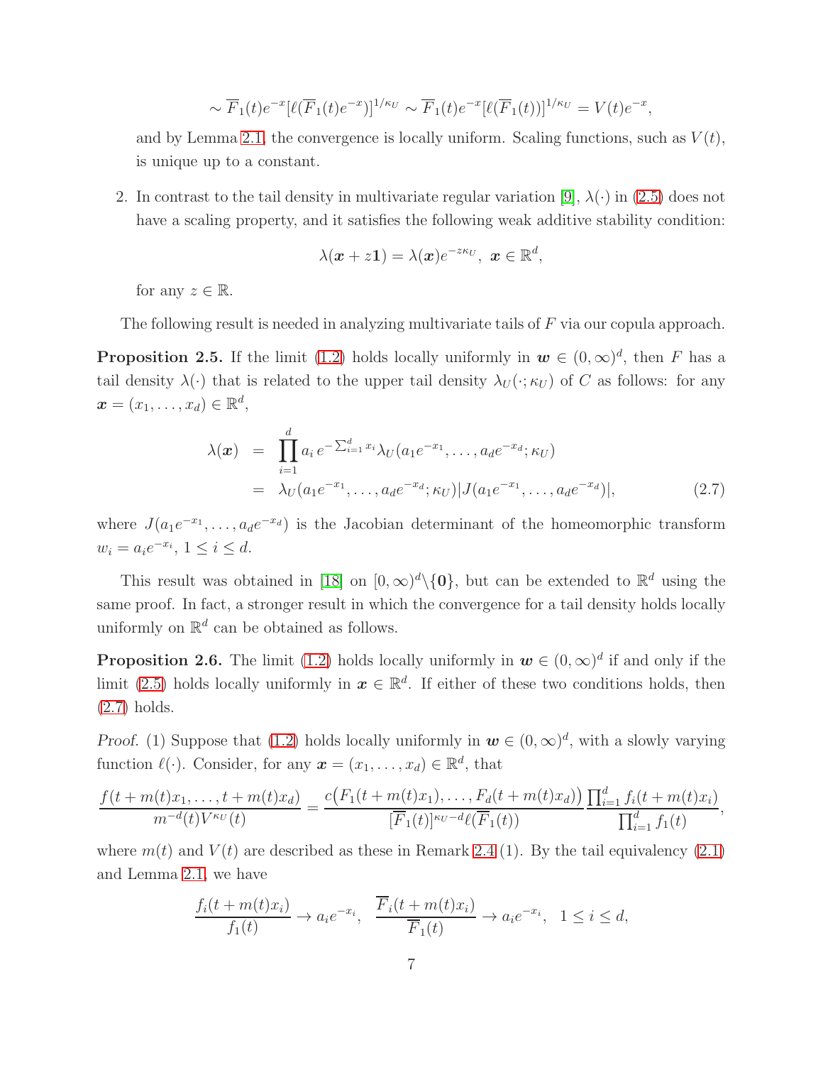$$\sim \overline{F}_1(t)e^{-x}[\ell(\overline{F}_1(t)e^{-x})]^{1/\kappa_U} \sim \overline{F}_1(t)e^{-x}[\ell(\overline{F}_1(t))]^{1/\kappa_U} = V(t)e^{-x},$$

and by Lemma 2.1, the convergence is locally uniform. Scaling functions, such as $V(t)$, is unique up to a constant.

2. In contrast to the tail density in multivariate regular variation [9], $\lambda(\cdot)$ in (2.5) does not have a scaling property, and it satisfies the following weak additive stability condition:

$$\lambda(\boldsymbol{x} + z\mathbf{1}) = \lambda(\boldsymbol{x})e^{-z\kappa_U},\ \boldsymbol{x} \in \mathbb{R}^d,$$

for any $z \in \mathbb{R}$.

The following result is needed in analyzing multivariate tails of $F$ via our copula approach.

**Proposition 2.5.** If the limit (1.2) holds locally uniformly in $\boldsymbol{w} \in (0,\infty)^d$, then $F$ has a tail density $\lambda(\cdot)$ that is related to the upper tail density $\lambda_U(\cdot;\kappa_U)$ of $C$ as follows: for any $\boldsymbol{x} = (x_1,\dots,x_d) \in \mathbb{R}^d$,

$$\begin{aligned}\lambda(\boldsymbol{x}) &= \prod_{i=1}^{d} a_i\, e^{-\sum_{i=1}^d x_i}\lambda_U(a_1e^{-x_1},\dots,a_de^{-x_d};\kappa_U)\\ &= \lambda_U(a_1e^{-x_1},\dots,a_de^{-x_d};\kappa_U)|J(a_1e^{-x_1},\dots,a_de^{-x_d})|, \qquad (2.7)\end{aligned}$$

where $J(a_1e^{-x_1},\dots,a_de^{-x_d})$ is the Jacobian determinant of the homeomorphic transform $w_i = a_ie^{-x_i}$, $1 \le i \le d$.

This result was obtained in [18] on $[0,\infty)^d\backslash\{\mathbf{0}\}$, but can be extended to $\mathbb{R}^d$ using the same proof. In fact, a stronger result in which the convergence for a tail density holds locally uniformly on $\mathbb{R}^d$ can be obtained as follows.

**Proposition 2.6.** The limit (1.2) holds locally uniformly in $\boldsymbol{w} \in (0,\infty)^d$ if and only if the limit (2.5) holds locally uniformly in $\boldsymbol{x} \in \mathbb{R}^d$. If either of these two conditions holds, then (2.7) holds.

*Proof.* (1) Suppose that (1.2) holds locally uniformly in $\boldsymbol{w} \in (0,\infty)^d$, with a slowly varying function $\ell(\cdot)$. Consider, for any $\boldsymbol{x} = (x_1,\dots,x_d) \in \mathbb{R}^d$, that

$$\frac{f(t+m(t)x_1,\dots,t+m(t)x_d)}{m^{-d}(t)V^{\kappa_U}(t)} = \frac{c\big(F_1(t+m(t)x_1),\dots,F_d(t+m(t)x_d)\big)}{[\overline{F}_1(t)]^{\kappa_U-d}\ell(\overline{F}_1(t))}\frac{\prod_{i=1}^d f_i(t+m(t)x_i)}{\prod_{i=1}^d f_1(t)},$$

where $m(t)$ and $V(t)$ are described as these in Remark 2.4 (1). By the tail equivalency (2.1) and Lemma 2.1, we have

$$\frac{f_i(t+m(t)x_i)}{f_1(t)} \to a_ie^{-x_i},\quad \frac{\overline{F}_i(t+m(t)x_i)}{\overline{F}_1(t)} \to a_ie^{-x_i},\quad 1 \le i \le d,$$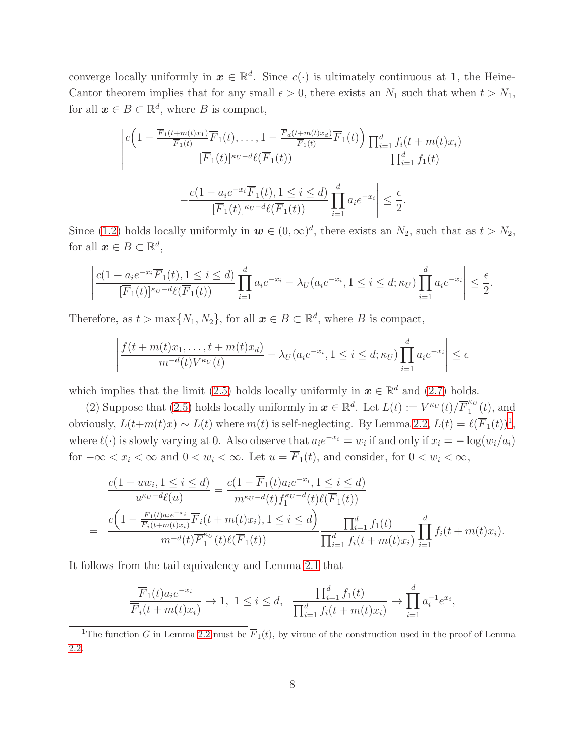converge locally uniformly in $\boldsymbol{x} \in \mathbb{R}^d$. Since $c(\cdot)$ is ultimately continuous at $\mathbf{1}$, the Heine-Cantor theorem implies that for any small $\epsilon > 0$, there exists an $N_1$ such that when $t > N_1$, for all $\boldsymbol{x} \in B \subset \mathbb{R}^d$, where $B$ is compact,

$$\left| \frac{c\Big(1 - \frac{\overline{F}_1(t+m(t)x_1)}{\overline{F}_1(t)}\overline{F}_1(t), \dots, 1 - \frac{\overline{F}_d(t+m(t)x_d)}{\overline{F}_1(t)}\overline{F}_1(t)\Big)}{[\overline{F}_1(t)]^{\kappa_U - d}\ell(\overline{F}_1(t))} \frac{\prod_{i=1}^d f_i(t+m(t)x_i)}{\prod_{i=1}^d f_1(t)} \right.$$

$$\left. - \frac{c(1 - a_i e^{-x_i}\overline{F}_1(t), 1 \le i \le d)}{[\overline{F}_1(t)]^{\kappa_U - d}\ell(\overline{F}_1(t))} \prod_{i=1}^d a_i e^{-x_i} \right| \le \frac{\epsilon}{2}.$$

Since (1.2) holds locally uniformly in $\boldsymbol{w} \in (0, \infty)^d$, there exists an $N_2$, such that as $t > N_2$, for all $\boldsymbol{x} \in B \subset \mathbb{R}^d$,

$$\left| \frac{c(1 - a_i e^{-x_i}\overline{F}_1(t), 1 \le i \le d)}{[\overline{F}_1(t)]^{\kappa_U - d}\ell(\overline{F}_1(t))} \prod_{i=1}^d a_i e^{-x_i} - \lambda_U(a_i e^{-x_i}, 1 \le i \le d; \kappa_U) \prod_{i=1}^d a_i e^{-x_i} \right| \le \frac{\epsilon}{2}.$$

Therefore, as $t > \max\{N_1, N_2\}$, for all $\boldsymbol{x} \in B \subset \mathbb{R}^d$, where $B$ is compact,

$$\left| \frac{f(t+m(t)x_1, \dots, t+m(t)x_d)}{m^{-d}(t)V^{\kappa_U}(t)} - \lambda_U(a_i e^{-x_i}, 1 \le i \le d; \kappa_U) \prod_{i=1}^d a_i e^{-x_i} \right| \le \epsilon$$

which implies that the limit (2.5) holds locally uniformly in $\boldsymbol{x} \in \mathbb{R}^d$ and (2.7) holds.

(2) Suppose that (2.5) holds locally uniformly in $\boldsymbol{x} \in \mathbb{R}^d$. Let $L(t) := V^{\kappa_U}(t)/\overline{F}_1^{\kappa_U}(t)$, and obviously, $L(t+m(t)x) \sim L(t)$ where $m(t)$ is self-neglecting. By Lemma 2.2, $L(t) = \ell(\overline{F}_1(t))$[1], where $\ell(\cdot)$ is slowly varying at 0. Also observe that $a_i e^{-x_i} = w_i$ if and only if $x_i = -\log(w_i/a_i)$ for $-\infty < x_i < \infty$ and $0 < w_i < \infty$. Let $u = \overline{F}_1(t)$, and consider, for $0 < w_i < \infty$,

$$\begin{aligned}
&\frac{c(1 - uw_i, 1 \le i \le d)}{u^{\kappa_U - d}\ell(u)} = \frac{c(1 - \overline{F}_1(t)a_i e^{-x_i}, 1 \le i \le d)}{m^{\kappa_U - d}(t) f_1^{\kappa_U - d}(t)\ell(\overline{F}_1(t))} \\
= \;& \frac{c\Big(1 - \frac{\overline{F}_1(t)a_i e^{-x_i}}{\overline{F}_i(t+m(t)x_i)}\overline{F}_i(t+m(t)x_i), 1 \le i \le d\Big)}{m^{-d}(t)\overline{F}_1^{\kappa_U}(t)\ell(\overline{F}_1(t))} \frac{\prod_{i=1}^d f_1(t)}{\prod_{i=1}^d f_i(t+m(t)x_i)} \prod_{i=1}^d f_i(t+m(t)x_i).
\end{aligned}$$

It follows from the tail equivalency and Lemma 2.1 that

$$\frac{\overline{F}_1(t)a_i e^{-x_i}}{\overline{F}_i(t+m(t)x_i)} \to 1,\ 1 \le i \le d, \quad \frac{\prod_{i=1}^d f_1(t)}{\prod_{i=1}^d f_i(t+m(t)x_i)} \to \prod_{i=1}^d a_i^{-1} e^{x_i},$$

[1] The function $G$ in Lemma 2.2 must be $\overline{F}_1(t)$, by virtue of the construction used in the proof of Lemma 2.2.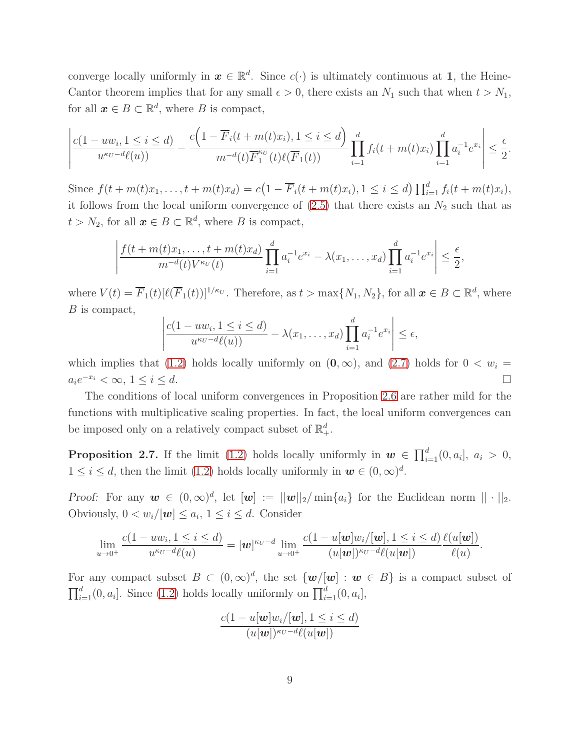converge locally uniformly in $\boldsymbol{x} \in \mathbb{R}^d$. Since $c(\cdot)$ is ultimately continuous at $\mathbf{1}$, the Heine-Cantor theorem implies that for any small $\epsilon > 0$, there exists an $N_1$ such that when $t > N_1$, for all $\boldsymbol{x} \in B \subset \mathbb{R}^d$, where $B$ is compact,

$$\left| \frac{c(1-uw_i, 1 \le i \le d)}{u^{\kappa_U - d}\ell(u))} - \frac{c\Big(1-\overline{F}_i(t+m(t)x_i), 1 \le i \le d\Big)}{m^{-d}(t)\overline{F}_1^{\kappa_U}(t)\ell(\overline{F}_1(t))} \prod_{i=1}^d f_i(t+m(t)x_i) \prod_{i=1}^d a_i^{-1}e^{x_i} \right| \le \frac{\epsilon}{2}.$$

Since $f(t+m(t)x_1, \dots, t+m(t)x_d) = c\big(1-\overline{F}_i(t+m(t)x_i), 1 \le i \le d\big) \prod_{i=1}^d f_i(t+m(t)x_i)$, it follows from the local uniform convergence of (2.5) that there exists an $N_2$ such that as $t > N_2$, for all $\boldsymbol{x} \in B \subset \mathbb{R}^d$, where $B$ is compact,

$$\left| \frac{f(t+m(t)x_1, \dots, t+m(t)x_d)}{m^{-d}(t)V^{\kappa_U}(t)} \prod_{i=1}^d a_i^{-1}e^{x_i} - \lambda(x_1, \dots, x_d) \prod_{i=1}^d a_i^{-1}e^{x_i} \right| \le \frac{\epsilon}{2},$$

where $V(t) = \overline{F}_1(t)[\ell(\overline{F}_1(t))]^{1/\kappa_U}$. Therefore, as $t > \max\{N_1, N_2\}$, for all $\boldsymbol{x} \in B \subset \mathbb{R}^d$, where $B$ is compact,

$$\left| \frac{c(1-uw_i, 1 \le i \le d)}{u^{\kappa_U - d}\ell(u))} - \lambda(x_1, \dots, x_d) \prod_{i=1}^d a_i^{-1}e^{x_i} \right| \le \epsilon,$$

which implies that (1.2) holds locally uniformly on $(\mathbf{0}, \infty)$, and (2.7) holds for $0 < w_i = a_i e^{-x_i} < \infty$, $1 \le i \le d$. $\square$

The conditions of local uniform convergences in Proposition 2.6 are rather mild for the functions with multiplicative scaling properties. In fact, the local uniform convergences can be imposed only on a relatively compact subset of $\mathbb{R}^d_+$.

**Proposition 2.7.** If the limit (1.2) holds locally uniformly in $\boldsymbol{w} \in \prod_{i=1}^d (0, a_i]$, $a_i > 0$, $1 \le i \le d$, then the limit (1.2) holds locally uniformly in $\boldsymbol{w} \in (0, \infty)^d$.

*Proof:* For any $\boldsymbol{w} \in (0, \infty)^d$, let $[\boldsymbol{w}] := ||\boldsymbol{w}||_2 / \min\{a_i\}$ for the Euclidean norm $|| \cdot ||_2$. Obviously, $0 < w_i/[\boldsymbol{w}] \le a_i$, $1 \le i \le d$. Consider

$$\lim_{u \to 0^+} \frac{c(1-uw_i, 1 \le i \le d)}{u^{\kappa_U - d}\ell(u)} = [\boldsymbol{w}]^{\kappa_U - d} \lim_{u \to 0^+} \frac{c(1-u[\boldsymbol{w}]w_i/[\boldsymbol{w}], 1 \le i \le d)}{(u[\boldsymbol{w}])^{\kappa_U - d}\ell(u[\boldsymbol{w}])} \frac{\ell(u[\boldsymbol{w}])}{\ell(u)}.$$

For any compact subset $B \subset (0, \infty)^d$, the set $\{\boldsymbol{w}/[\boldsymbol{w}] : \boldsymbol{w} \in B\}$ is a compact subset of $\prod_{i=1}^d (0, a_i]$. Since (1.2) holds locally uniformly on $\prod_{i=1}^d (0, a_i]$,

$$\frac{c(1-u[\boldsymbol{w}]w_i/[\boldsymbol{w}], 1 \le i \le d)}{(u[\boldsymbol{w}])^{\kappa_U - d}\ell(u[\boldsymbol{w}])}$$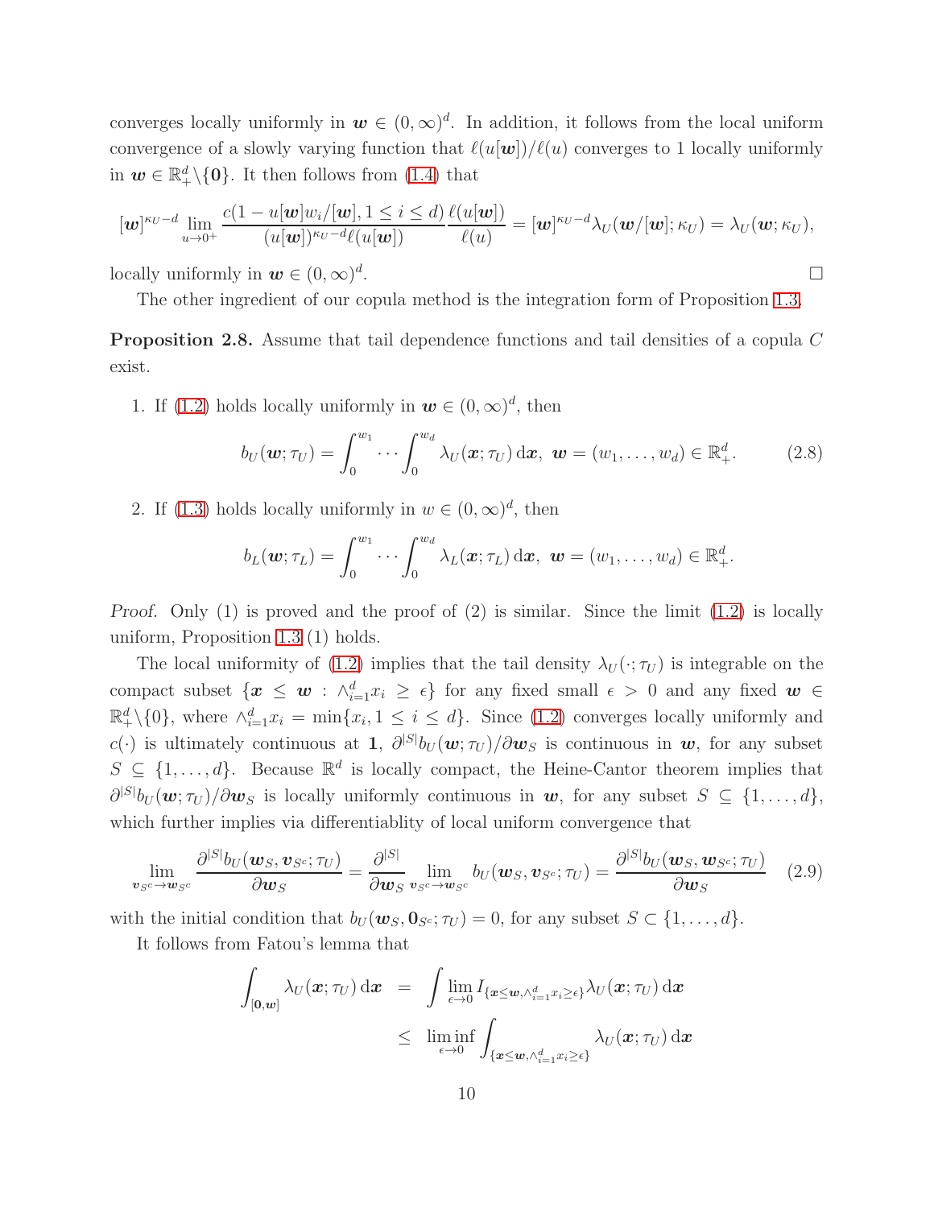converges locally uniformly in $\boldsymbol{w} \in (0,\infty)^d$. In addition, it follows from the local uniform convergence of a slowly varying function that $\ell(u[\boldsymbol{w}])/\ell(u)$ converges to 1 locally uniformly in $\boldsymbol{w} \in \mathbb{R}^d_+\backslash\{\boldsymbol{0}\}$. It then follows from (1.4) that

$$[\boldsymbol{w}]^{\kappa_U-d}\lim_{u\to 0^+}\frac{c(1-u[\boldsymbol{w}]w_i/[\boldsymbol{w}], 1\le i\le d)}{(u[\boldsymbol{w}])^{\kappa_U-d}\ell(u[\boldsymbol{w}])}\frac{\ell(u[\boldsymbol{w}])}{\ell(u)} = [\boldsymbol{w}]^{\kappa_U-d}\lambda_U(\boldsymbol{w}/[\boldsymbol{w}];\kappa_U) = \lambda_U(\boldsymbol{w};\kappa_U),$$

locally uniformly in $\boldsymbol{w}\in(0,\infty)^d$. $\square$

The other ingredient of our copula method is the integration form of Proposition 1.3.

**Proposition 2.8.** Assume that tail dependence functions and tail densities of a copula $C$ exist.

1. If (1.2) holds locally uniformly in $\boldsymbol{w}\in(0,\infty)^d$, then
$$b_U(\boldsymbol{w};\tau_U) = \int_0^{w_1}\cdots\int_0^{w_d}\lambda_U(\boldsymbol{x};\tau_U)\,\mathrm{d}\boldsymbol{x},\ \ \boldsymbol{w}=(w_1,\dots,w_d)\in\mathbb{R}^d_+. \tag{2.8}$$

2. If (1.3) holds locally uniformly in $w\in(0,\infty)^d$, then
$$b_L(\boldsymbol{w};\tau_L) = \int_0^{w_1}\cdots\int_0^{w_d}\lambda_L(\boldsymbol{x};\tau_L)\,\mathrm{d}\boldsymbol{x},\ \ \boldsymbol{w}=(w_1,\dots,w_d)\in\mathbb{R}^d_+.$$

*Proof.* Only (1) is proved and the proof of (2) is similar. Since the limit (1.2) is locally uniform, Proposition 1.3 (1) holds.

The local uniformity of (1.2) implies that the tail density $\lambda_U(\cdot;\tau_U)$ is integrable on the compact subset $\{\boldsymbol{x}\le\boldsymbol{w}: \wedge_{i=1}^d x_i\ge\epsilon\}$ for any fixed small $\epsilon>0$ and any fixed $\boldsymbol{w}\in\mathbb{R}^d_+\backslash\{0\}$, where $\wedge_{i=1}^d x_i = \min\{x_i, 1\le i\le d\}$. Since (1.2) converges locally uniformly and $c(\cdot)$ is ultimately continuous at $\boldsymbol{1}$, $\partial^{|S|}b_U(\boldsymbol{w};\tau_U)/\partial\boldsymbol{w}_S$ is continuous in $\boldsymbol{w}$, for any subset $S\subseteq\{1,\dots,d\}$. Because $\mathbb{R}^d$ is locally compact, the Heine-Cantor theorem implies that $\partial^{|S|}b_U(\boldsymbol{w};\tau_U)/\partial\boldsymbol{w}_S$ is locally uniformly continuous in $\boldsymbol{w}$, for any subset $S\subseteq\{1,\dots,d\}$, which further implies via differentiablity of local uniform convergence that

$$\lim_{\boldsymbol{v}_{S^c}\to\boldsymbol{w}_{S^c}}\frac{\partial^{|S|}b_U(\boldsymbol{w}_S,\boldsymbol{v}_{S^c};\tau_U)}{\partial\boldsymbol{w}_S} = \frac{\partial^{|S|}}{\partial\boldsymbol{w}_S}\lim_{\boldsymbol{v}_{S^c}\to\boldsymbol{w}_{S^c}}b_U(\boldsymbol{w}_S,\boldsymbol{v}_{S^c};\tau_U) = \frac{\partial^{|S|}b_U(\boldsymbol{w}_S,\boldsymbol{w}_{S^c};\tau_U)}{\partial\boldsymbol{w}_S} \tag{2.9}$$

with the initial condition that $b_U(\boldsymbol{w}_S,\boldsymbol{0}_{S^c};\tau_U)=0$, for any subset $S\subset\{1,\dots,d\}$.

It follows from Fatou's lemma that

$$\begin{aligned}\int_{[\boldsymbol{0},\boldsymbol{w}]}\lambda_U(\boldsymbol{x};\tau_U)\,\mathrm{d}\boldsymbol{x} &= \int\lim_{\epsilon\to 0}I_{\{\boldsymbol{x}\le\boldsymbol{w},\wedge_{i=1}^d x_i\ge\epsilon\}}\lambda_U(\boldsymbol{x};\tau_U)\,\mathrm{d}\boldsymbol{x}\\ &\le \liminf_{\epsilon\to 0}\int_{\{\boldsymbol{x}\le\boldsymbol{w},\wedge_{i=1}^d x_i\ge\epsilon\}}\lambda_U(\boldsymbol{x};\tau_U)\,\mathrm{d}\boldsymbol{x}\end{aligned}$$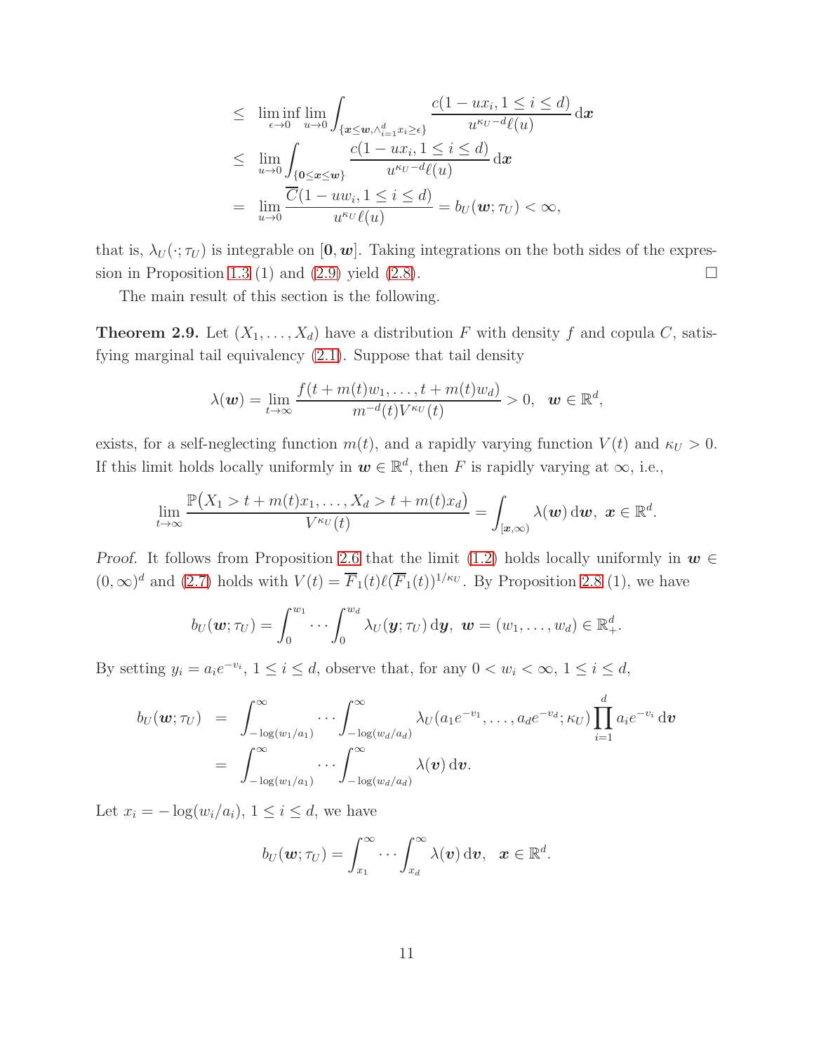$$
\begin{aligned}
&\leq \liminf_{\epsilon\to 0}\lim_{u\to 0}\int_{\{\boldsymbol{x}\leq \boldsymbol{w}, \wedge_{i=1}^d x_i\geq \epsilon\}} \frac{c(1-ux_i, 1\leq i\leq d)}{u^{\kappa_U-d}\ell(u)}\,\mathrm{d}\boldsymbol{x}\\
&\leq \lim_{u\to 0}\int_{\{\boldsymbol{0}\leq \boldsymbol{x}\leq \boldsymbol{w}\}} \frac{c(1-ux_i, 1\leq i\leq d)}{u^{\kappa_U-d}\ell(u)}\,\mathrm{d}\boldsymbol{x}\\
&= \lim_{u\to 0}\frac{\overline{C}(1-uw_i, 1\leq i\leq d)}{u^{\kappa_U}\ell(u)} = b_U(\boldsymbol{w};\tau_U) < \infty,
\end{aligned}
$$

that is, $\lambda_U(\cdot;\tau_U)$ is integrable on $[\boldsymbol{0},\boldsymbol{w}]$. Taking integrations on the both sides of the expression in Proposition 1.3 (1) and (2.9) yield (2.8). $\square$

The main result of this section is the following.

**Theorem 2.9.** Let $(X_1,\dots,X_d)$ have a distribution $F$ with density $f$ and copula $C$, satisfying marginal tail equivalency (2.1). Suppose that tail density

$$
\lambda(\boldsymbol{w}) = \lim_{t\to\infty}\frac{f(t+m(t)w_1,\dots,t+m(t)w_d)}{m^{-d}(t)V^{\kappa_U}(t)} > 0, \quad \boldsymbol{w}\in\mathbb{R}^d,
$$

exists, for a self-neglecting function $m(t)$, and a rapidly varying function $V(t)$ and $\kappa_U>0$. If this limit holds locally uniformly in $\boldsymbol{w}\in\mathbb{R}^d$, then $F$ is rapidly varying at $\infty$, i.e.,

$$
\lim_{t\to\infty}\frac{\mathbb{P}\big(X_1 > t+m(t)x_1,\dots,X_d > t+m(t)x_d\big)}{V^{\kappa_U}(t)} = \int_{[\boldsymbol{x},\infty)}\lambda(\boldsymbol{w})\,\mathrm{d}\boldsymbol{w},\ \ \boldsymbol{x}\in\mathbb{R}^d.
$$

*Proof.* It follows from Proposition 2.6 that the limit (1.2) holds locally uniformly in $\boldsymbol{w}\in(0,\infty)^d$ and (2.7) holds with $V(t)=\overline{F}_1(t)\ell(\overline{F}_1(t))^{1/\kappa_U}$. By Proposition 2.8 (1), we have

$$
b_U(\boldsymbol{w};\tau_U) = \int_0^{w_1}\cdots\int_0^{w_d}\lambda_U(\boldsymbol{y};\tau_U)\,\mathrm{d}\boldsymbol{y},\ \ \boldsymbol{w}=(w_1,\dots,w_d)\in\mathbb{R}^d_+.
$$

By setting $y_i = a_i e^{-v_i}$, $1\leq i\leq d$, observe that, for any $0<w_i<\infty$, $1\leq i\leq d$,

$$
\begin{aligned}
b_U(\boldsymbol{w};\tau_U) &= \int_{-\log(w_1/a_1)}^{\infty}\cdots\int_{-\log(w_d/a_d)}^{\infty}\lambda_U(a_1e^{-v_1},\dots,a_de^{-v_d};\kappa_U)\prod_{i=1}^d a_ie^{-v_i}\,\mathrm{d}\boldsymbol{v}\\
&= \int_{-\log(w_1/a_1)}^{\infty}\cdots\int_{-\log(w_d/a_d)}^{\infty}\lambda(\boldsymbol{v})\,\mathrm{d}\boldsymbol{v}.
\end{aligned}
$$

Let $x_i = -\log(w_i/a_i)$, $1\leq i\leq d$, we have

$$
b_U(\boldsymbol{w};\tau_U) = \int_{x_1}^{\infty}\cdots\int_{x_d}^{\infty}\lambda(\boldsymbol{v})\,\mathrm{d}\boldsymbol{v}, \quad \boldsymbol{x}\in\mathbb{R}^d.
$$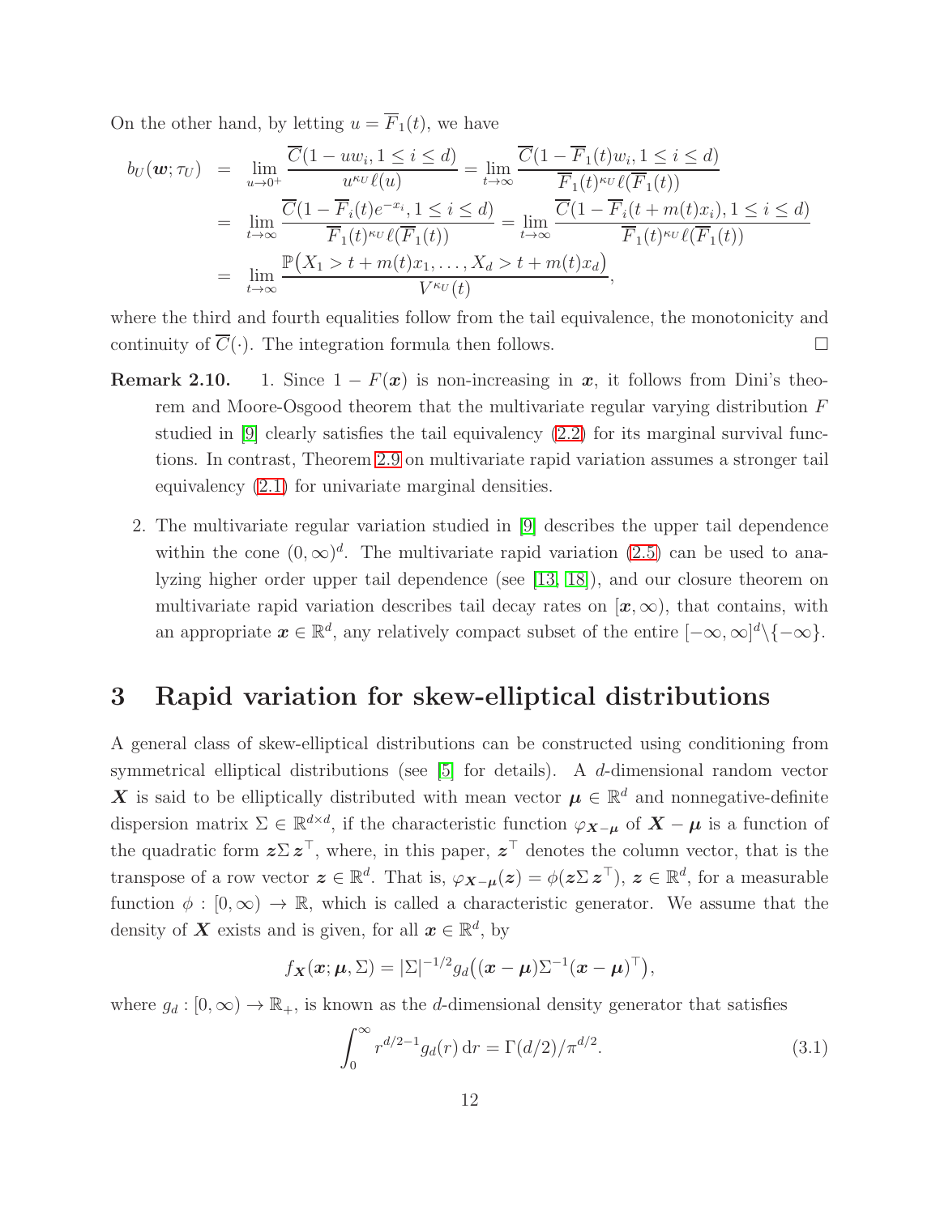On the other hand, by letting $u = \overline{F}_1(t)$, we have

$$
\begin{aligned}
b_U(\boldsymbol{w};\tau_U) &= \lim_{u\to 0^+} \frac{\overline{C}(1-uw_i, 1\le i\le d)}{u^{\kappa_U}\ell(u)} = \lim_{t\to\infty} \frac{\overline{C}(1-\overline{F}_1(t)w_i, 1\le i\le d)}{\overline{F}_1(t)^{\kappa_U}\ell(\overline{F}_1(t))} \\
&= \lim_{t\to\infty} \frac{\overline{C}(1-\overline{F}_i(t)e^{-x_i}, 1\le i\le d)}{\overline{F}_1(t)^{\kappa_U}\ell(\overline{F}_1(t))} = \lim_{t\to\infty} \frac{\overline{C}(1-\overline{F}_i(t+m(t)x_i), 1\le i\le d)}{\overline{F}_1(t)^{\kappa_U}\ell(\overline{F}_1(t))} \\
&= \lim_{t\to\infty} \frac{\mathbb{P}\big(X_1 > t+m(t)x_1, \dots, X_d > t+m(t)x_d\big)}{V^{\kappa_U}(t)},
\end{aligned}
$$

where the third and fourth equalities follow from the tail equivalence, the monotonicity and continuity of $\overline{C}(\cdot)$. The integration formula then follows. □

**Remark 2.10.**

1. Since $1 - F(\boldsymbol{x})$ is non-increasing in $\boldsymbol{x}$, it follows from Dini's theorem and Moore-Osgood theorem that the multivariate regular varying distribution $F$ studied in [9] clearly satisfies the tail equivalency (2.2) for its marginal survival functions. In contrast, Theorem 2.9 on multivariate rapid variation assumes a stronger tail equivalency (2.1) for univariate marginal densities.

2. The multivariate regular variation studied in [9] describes the upper tail dependence within the cone $(0,\infty)^d$. The multivariate rapid variation (2.5) can be used to analyzing higher order upper tail dependence (see [13, 18]), and our closure theorem on multivariate rapid variation describes tail decay rates on $[\boldsymbol{x},\infty)$, that contains, with an appropriate $\boldsymbol{x}\in\mathbb{R}^d$, any relatively compact subset of the entire $[-\infty,\infty]^d\backslash\{-\infty\}$.

# 3 Rapid variation for skew-elliptical distributions

A general class of skew-elliptical distributions can be constructed using conditioning from symmetrical elliptical distributions (see [5] for details). A $d$-dimensional random vector $\boldsymbol{X}$ is said to be elliptically distributed with mean vector $\boldsymbol{\mu}\in\mathbb{R}^d$ and nonnegative-definite dispersion matrix $\Sigma\in\mathbb{R}^{d\times d}$, if the characteristic function $\varphi_{\boldsymbol{X}-\boldsymbol{\mu}}$ of $\boldsymbol{X}-\boldsymbol{\mu}$ is a function of the quadratic form $\boldsymbol{z}\Sigma\,\boldsymbol{z}^\top$, where, in this paper, $\boldsymbol{z}^\top$ denotes the column vector, that is the transpose of a row vector $\boldsymbol{z}\in\mathbb{R}^d$. That is, $\varphi_{\boldsymbol{X}-\boldsymbol{\mu}}(\boldsymbol{z}) = \phi(\boldsymbol{z}\Sigma\,\boldsymbol{z}^\top)$, $\boldsymbol{z}\in\mathbb{R}^d$, for a measurable function $\phi:[0,\infty)\to\mathbb{R}$, which is called a characteristic generator. We assume that the density of $\boldsymbol{X}$ exists and is given, for all $\boldsymbol{x}\in\mathbb{R}^d$, by

$$
f_{\boldsymbol{X}}(\boldsymbol{x};\boldsymbol{\mu},\Sigma) = |\Sigma|^{-1/2} g_d\big((\boldsymbol{x}-\boldsymbol{\mu})\Sigma^{-1}(\boldsymbol{x}-\boldsymbol{\mu})^\top\big),
$$

where $g_d:[0,\infty)\to\mathbb{R}_+$, is known as the $d$-dimensional density generator that satisfies

$$
\int_0^\infty r^{d/2-1} g_d(r)\,\mathrm{d}r = \Gamma(d/2)/\pi^{d/2}. \tag{3.1}
$$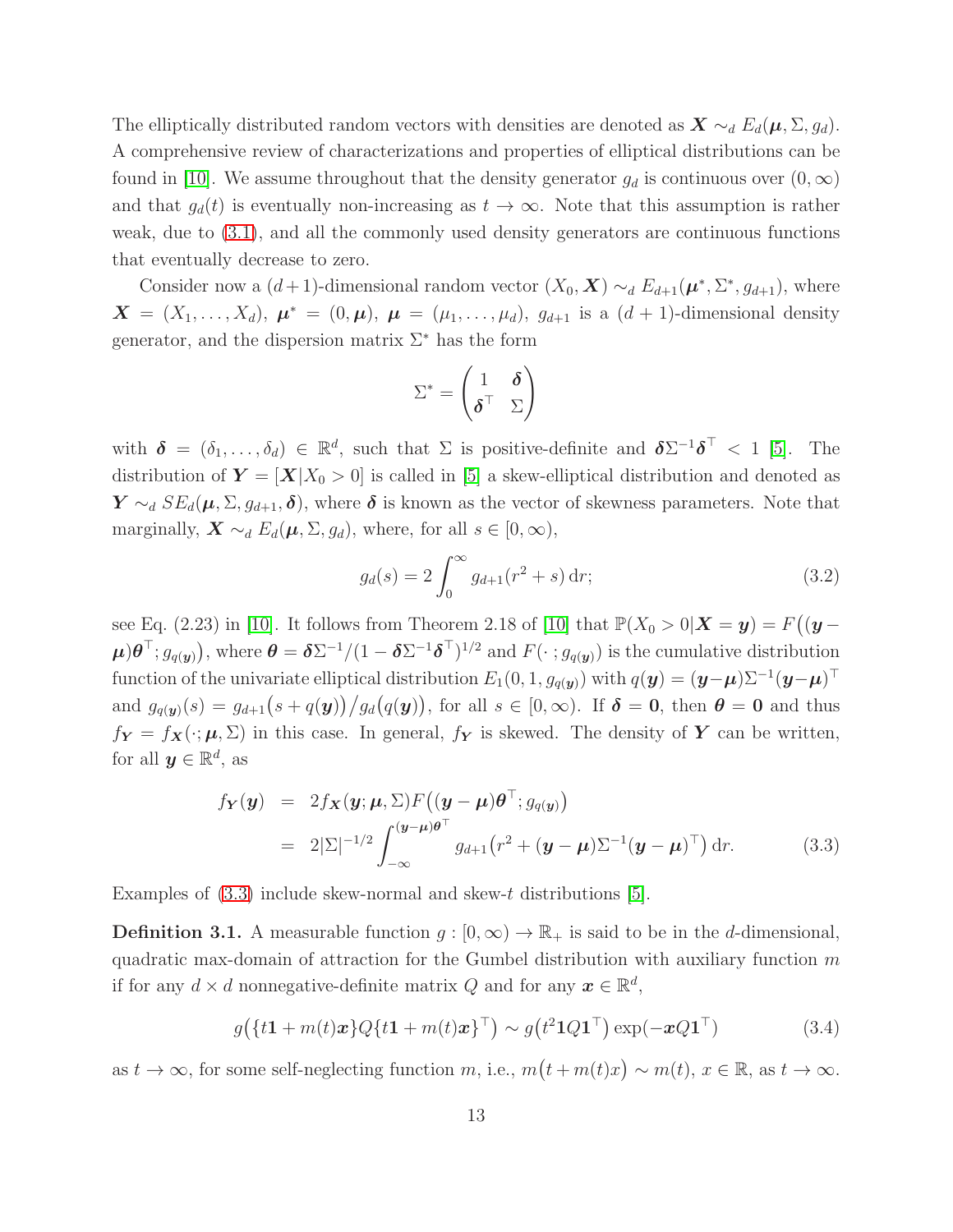The elliptically distributed random vectors with densities are denoted as $\boldsymbol{X} \sim_d E_d(\boldsymbol{\mu}, \Sigma, g_d)$. A comprehensive review of characterizations and properties of elliptical distributions can be found in [10]. We assume throughout that the density generator $g_d$ is continuous over $(0,\infty)$ and that $g_d(t)$ is eventually non-increasing as $t \to \infty$. Note that this assumption is rather weak, due to (3.1), and all the commonly used density generators are continuous functions that eventually decrease to zero.

Consider now a $(d+1)$-dimensional random vector $(X_0, \boldsymbol{X}) \sim_d E_{d+1}(\boldsymbol{\mu}^*, \Sigma^*, g_{d+1})$, where $\boldsymbol{X} = (X_1, \dots, X_d)$, $\boldsymbol{\mu}^* = (0, \boldsymbol{\mu})$, $\boldsymbol{\mu} = (\mu_1, \dots, \mu_d)$, $g_{d+1}$ is a $(d+1)$-dimensional density generator, and the dispersion matrix $\Sigma^*$ has the form

$$\Sigma^* = \begin{pmatrix} 1 & \boldsymbol{\delta} \\ \boldsymbol{\delta}^\top & \Sigma \end{pmatrix}$$

with $\boldsymbol{\delta} = (\delta_1, \dots, \delta_d) \in \mathbb{R}^d$, such that $\Sigma$ is positive-definite and $\boldsymbol{\delta}\Sigma^{-1}\boldsymbol{\delta}^\top < 1$ [5]. The distribution of $\boldsymbol{Y} = [\boldsymbol{X} | X_0 > 0]$ is called in [5] a skew-elliptical distribution and denoted as $\boldsymbol{Y} \sim_d SE_d(\boldsymbol{\mu}, \Sigma, g_{d+1}, \boldsymbol{\delta})$, where $\boldsymbol{\delta}$ is known as the vector of skewness parameters. Note that marginally, $\boldsymbol{X} \sim_d E_d(\boldsymbol{\mu}, \Sigma, g_d)$, where, for all $s \in [0, \infty)$,

$$g_d(s) = 2\int_0^\infty g_{d+1}(r^2 + s)\,\mathrm{d}r; \tag{3.2}$$

see Eq. (2.23) in [10]. It follows from Theorem 2.18 of [10] that $\mathbb{P}(X_0 > 0 | \boldsymbol{X} = \boldsymbol{y}) = F\big((\boldsymbol{y} - \boldsymbol{\mu})\boldsymbol{\theta}^\top; g_{q(\boldsymbol{y})}\big)$, where $\boldsymbol{\theta} = \boldsymbol{\delta}\Sigma^{-1}/(1 - \boldsymbol{\delta}\Sigma^{-1}\boldsymbol{\delta}^\top)^{1/2}$ and $F(\cdot\,; g_{q(\boldsymbol{y})})$ is the cumulative distribution function of the univariate elliptical distribution $E_1(0, 1, g_{q(\boldsymbol{y})})$ with $q(\boldsymbol{y}) = (\boldsymbol{y} - \boldsymbol{\mu})\Sigma^{-1}(\boldsymbol{y} - \boldsymbol{\mu})^\top$ and $g_{q(\boldsymbol{y})}(s) = g_{d+1}\big(s + q(\boldsymbol{y})\big)/g_d\big(q(\boldsymbol{y})\big)$, for all $s \in [0, \infty)$. If $\boldsymbol{\delta} = \boldsymbol{0}$, then $\boldsymbol{\theta} = \boldsymbol{0}$ and thus $f_{\boldsymbol{Y}} = f_{\boldsymbol{X}}(\cdot; \boldsymbol{\mu}, \Sigma)$ in this case. In general, $f_{\boldsymbol{Y}}$ is skewed. The density of $\boldsymbol{Y}$ can be written, for all $\boldsymbol{y} \in \mathbb{R}^d$, as

$$\begin{aligned} f_{\boldsymbol{Y}}(\boldsymbol{y}) &= 2 f_{\boldsymbol{X}}(\boldsymbol{y}; \boldsymbol{\mu}, \Sigma) F\big((\boldsymbol{y} - \boldsymbol{\mu})\boldsymbol{\theta}^\top; g_{q(\boldsymbol{y})}\big) \\ &= 2|\Sigma|^{-1/2} \int_{-\infty}^{(\boldsymbol{y}-\boldsymbol{\mu})\boldsymbol{\theta}^\top} g_{d+1}\big(r^2 + (\boldsymbol{y} - \boldsymbol{\mu})\Sigma^{-1}(\boldsymbol{y} - \boldsymbol{\mu})^\top\big)\,\mathrm{d}r. \end{aligned} \tag{3.3}$$

Examples of (3.3) include skew-normal and skew-$t$ distributions [5].

**Definition 3.1.** A measurable function $g : [0, \infty) \to \mathbb{R}_+$ is said to be in the $d$-dimensional, quadratic max-domain of attraction for the Gumbel distribution with auxiliary function $m$ if for any $d \times d$ nonnegative-definite matrix $Q$ and for any $\boldsymbol{x} \in \mathbb{R}^d$,

$$g\big(\{t\boldsymbol{1} + m(t)\boldsymbol{x}\}Q\{t\boldsymbol{1} + m(t)\boldsymbol{x}\}^\top\big) \sim g\big(t^2\boldsymbol{1}Q\boldsymbol{1}^\top\big)\exp(-\boldsymbol{x}Q\boldsymbol{1}^\top) \tag{3.4}$$

as $t \to \infty$, for some self-neglecting function $m$, i.e., $m\big(t + m(t)x\big) \sim m(t)$, $x \in \mathbb{R}$, as $t \to \infty$.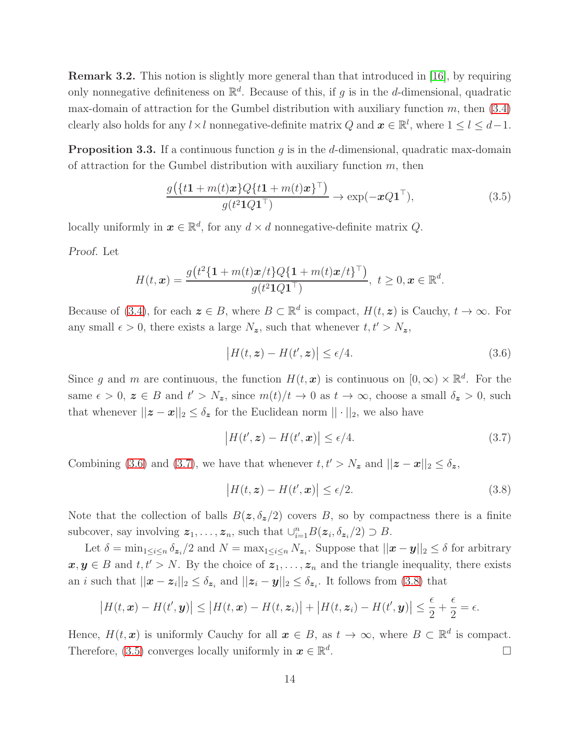**Remark 3.2.** This notion is slightly more general than that introduced in [16], by requiring only nonnegative definiteness on $\mathbb{R}^d$. Because of this, if $g$ is in the $d$-dimensional, quadratic max-domain of attraction for the Gumbel distribution with auxiliary function $m$, then (3.4) clearly also holds for any $l \times l$ nonnegative-definite matrix $Q$ and $\boldsymbol{x} \in \mathbb{R}^l$, where $1 \le l \le d-1$.

**Proposition 3.3.** If a continuous function $g$ is in the $d$-dimensional, quadratic max-domain of attraction for the Gumbel distribution with auxiliary function $m$, then

$$\frac{g\big(\{t\mathbf{1} + m(t)\boldsymbol{x}\}Q\{t\mathbf{1} + m(t)\boldsymbol{x}\}^\top\big)}{g(t^2\mathbf{1}Q\mathbf{1}^\top)} \to \exp(-\boldsymbol{x}Q\mathbf{1}^\top), \tag{3.5}$$

locally uniformly in $\boldsymbol{x} \in \mathbb{R}^d$, for any $d \times d$ nonnegative-definite matrix $Q$.

*Proof.* Let

$$H(t, \boldsymbol{x}) = \frac{g\big(t^2\{\mathbf{1} + m(t)\boldsymbol{x}/t\}Q\{\mathbf{1} + m(t)\boldsymbol{x}/t\}^\top\big)}{g(t^2\mathbf{1}Q\mathbf{1}^\top)},\ t \ge 0, \boldsymbol{x} \in \mathbb{R}^d.$$

Because of (3.4), for each $\boldsymbol{z} \in B$, where $B \subset \mathbb{R}^d$ is compact, $H(t, \boldsymbol{z})$ is Cauchy, $t \to \infty$. For any small $\epsilon > 0$, there exists a large $N_{\boldsymbol{z}}$, such that whenever $t, t' > N_{\boldsymbol{z}}$,

$$\big|H(t, \boldsymbol{z}) - H(t', \boldsymbol{z})\big| \le \epsilon/4. \tag{3.6}$$

Since $g$ and $m$ are continuous, the function $H(t, \boldsymbol{x})$ is continuous on $[0, \infty) \times \mathbb{R}^d$. For the same $\epsilon > 0$, $\boldsymbol{z} \in B$ and $t' > N_{\boldsymbol{z}}$, since $m(t)/t \to 0$ as $t \to \infty$, choose a small $\delta_{\boldsymbol{z}} > 0$, such that whenever $||\boldsymbol{z} - \boldsymbol{x}||_2 \le \delta_{\boldsymbol{z}}$ for the Euclidean norm $||\cdot||_2$, we also have

$$\big|H(t', \boldsymbol{z}) - H(t', \boldsymbol{x})\big| \le \epsilon/4. \tag{3.7}$$

Combining (3.6) and (3.7), we have that whenever $t, t' > N_{\boldsymbol{z}}$ and $||\boldsymbol{z} - \boldsymbol{x}||_2 \le \delta_{\boldsymbol{z}}$,

$$\big|H(t, \boldsymbol{z}) - H(t', \boldsymbol{x})\big| \le \epsilon/2. \tag{3.8}$$

Note that the collection of balls $B(\boldsymbol{z}, \delta_{\boldsymbol{z}}/2)$ covers $B$, so by compactness there is a finite subcover, say involving $\boldsymbol{z}_1, \dots, \boldsymbol{z}_n$, such that $\cup_{i=1}^n B(\boldsymbol{z}_i, \delta_{\boldsymbol{z}_i}/2) \supset B$.

Let $\delta = \min_{1 \le i \le n} \delta_{\boldsymbol{z}_i}/2$ and $N = \max_{1 \le i \le n} N_{\boldsymbol{z}_i}$. Suppose that $||\boldsymbol{x} - \boldsymbol{y}||_2 \le \delta$ for arbitrary $\boldsymbol{x}, \boldsymbol{y} \in B$ and $t, t' > N$. By the choice of $\boldsymbol{z}_1, \dots, \boldsymbol{z}_n$ and the triangle inequality, there exists an $i$ such that $||\boldsymbol{x} - \boldsymbol{z}_i||_2 \le \delta_{\boldsymbol{z}_i}$ and $||\boldsymbol{z}_i - \boldsymbol{y}||_2 \le \delta_{\boldsymbol{z}_i}$. It follows from (3.8) that

$$\big|H(t, \boldsymbol{x}) - H(t', \boldsymbol{y})\big| \le \big|H(t, \boldsymbol{x}) - H(t, \boldsymbol{z}_i)\big| + \big|H(t, \boldsymbol{z}_i) - H(t', \boldsymbol{y})\big| \le \frac{\epsilon}{2} + \frac{\epsilon}{2} = \epsilon.$$

Hence, $H(t, \boldsymbol{x})$ is uniformly Cauchy for all $\boldsymbol{x} \in B$, as $t \to \infty$, where $B \subset \mathbb{R}^d$ is compact. Therefore, (3.5) converges locally uniformly in $\boldsymbol{x} \in \mathbb{R}^d$. $\square$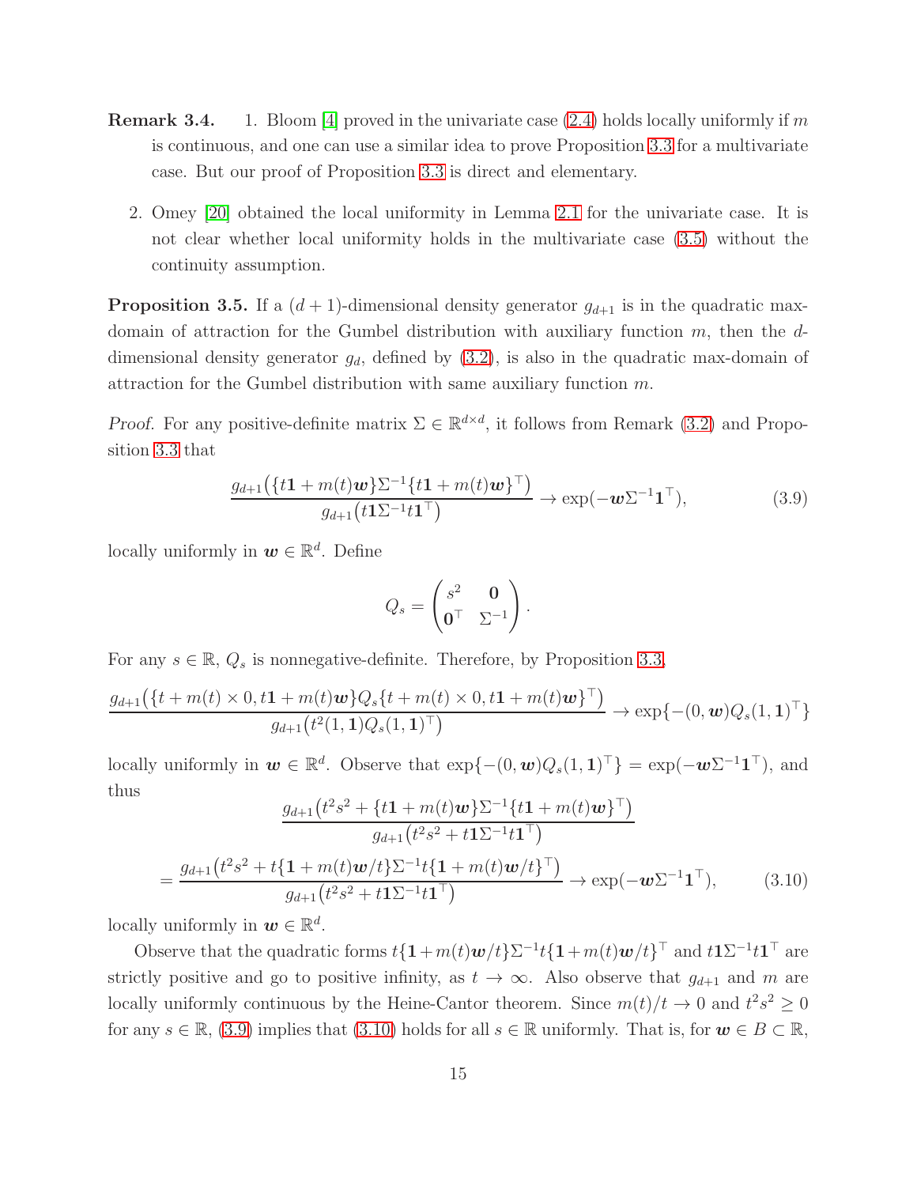**Remark 3.4.** 1. Bloom [4] proved in the univariate case (2.4) holds locally uniformly if $m$ is continuous, and one can use a similar idea to prove Proposition 3.3 for a multivariate case. But our proof of Proposition 3.3 is direct and elementary.

2. Omey [20] obtained the local uniformity in Lemma 2.1 for the univariate case. It is not clear whether local uniformity holds in the multivariate case (3.5) without the continuity assumption.

**Proposition 3.5.** If a $(d+1)$-dimensional density generator $g_{d+1}$ is in the quadratic max-domain of attraction for the Gumbel distribution with auxiliary function $m$, then the $d$-dimensional density generator $g_d$, defined by (3.2), is also in the quadratic max-domain of attraction for the Gumbel distribution with same auxiliary function $m$.

*Proof.* For any positive-definite matrix $\Sigma \in \mathbb{R}^{d\times d}$, it follows from Remark (3.2) and Proposition 3.3 that

$$\frac{g_{d+1}\big(\{t\mathbf{1}+m(t)\boldsymbol{w}\}\Sigma^{-1}\{t\mathbf{1}+m(t)\boldsymbol{w}\}^\top\big)}{g_{d+1}\big(t\mathbf{1}\Sigma^{-1}t\mathbf{1}^\top\big)} \to \exp(-\boldsymbol{w}\Sigma^{-1}\mathbf{1}^\top), \tag{3.9}$$

locally uniformly in $\boldsymbol{w}\in\mathbb{R}^d$. Define

$$Q_s = \begin{pmatrix} s^2 & \mathbf{0} \\ \mathbf{0}^\top & \Sigma^{-1}\end{pmatrix}.$$

For any $s\in\mathbb{R}$, $Q_s$ is nonnegative-definite. Therefore, by Proposition 3.3,

$$\frac{g_{d+1}\big(\{t+m(t)\times 0, t\mathbf{1}+m(t)\boldsymbol{w}\}Q_s\{t+m(t)\times 0, t\mathbf{1}+m(t)\boldsymbol{w}\}^\top\big)}{g_{d+1}\big(t^2(1,\mathbf{1})Q_s(1,\mathbf{1})^\top\big)} \to \exp\{-(0,\boldsymbol{w})Q_s(1,\mathbf{1})^\top\}$$

locally uniformly in $\boldsymbol{w}\in\mathbb{R}^d$. Observe that $\exp\{-(0,\boldsymbol{w})Q_s(1,\mathbf{1})^\top\} = \exp(-\boldsymbol{w}\Sigma^{-1}\mathbf{1}^\top)$, and thus

$$\begin{aligned}
&\frac{g_{d+1}\big(t^2s^2+\{t\mathbf{1}+m(t)\boldsymbol{w}\}\Sigma^{-1}\{t\mathbf{1}+m(t)\boldsymbol{w}\}^\top\big)}{g_{d+1}\big(t^2s^2+t\mathbf{1}\Sigma^{-1}t\mathbf{1}^\top\big)} \\
&= \frac{g_{d+1}\big(t^2s^2+t\{\mathbf{1}+m(t)\boldsymbol{w}/t\}\Sigma^{-1}t\{\mathbf{1}+m(t)\boldsymbol{w}/t\}^\top\big)}{g_{d+1}\big(t^2s^2+t\mathbf{1}\Sigma^{-1}t\mathbf{1}^\top\big)} \to \exp(-\boldsymbol{w}\Sigma^{-1}\mathbf{1}^\top),
\end{aligned} \tag{3.10}$$

locally uniformly in $\boldsymbol{w}\in\mathbb{R}^d$.

Observe that the quadratic forms $t\{\mathbf{1}+m(t)\boldsymbol{w}/t\}\Sigma^{-1}t\{\mathbf{1}+m(t)\boldsymbol{w}/t\}^\top$ and $t\mathbf{1}\Sigma^{-1}t\mathbf{1}^\top$ are strictly positive and go to positive infinity, as $t\to\infty$. Also observe that $g_{d+1}$ and $m$ are locally uniformly continuous by the Heine-Cantor theorem. Since $m(t)/t\to 0$ and $t^2s^2\geq 0$ for any $s\in\mathbb{R}$, (3.9) implies that (3.10) holds for all $s\in\mathbb{R}$ uniformly. That is, for $\boldsymbol{w}\in B\subset\mathbb{R}$,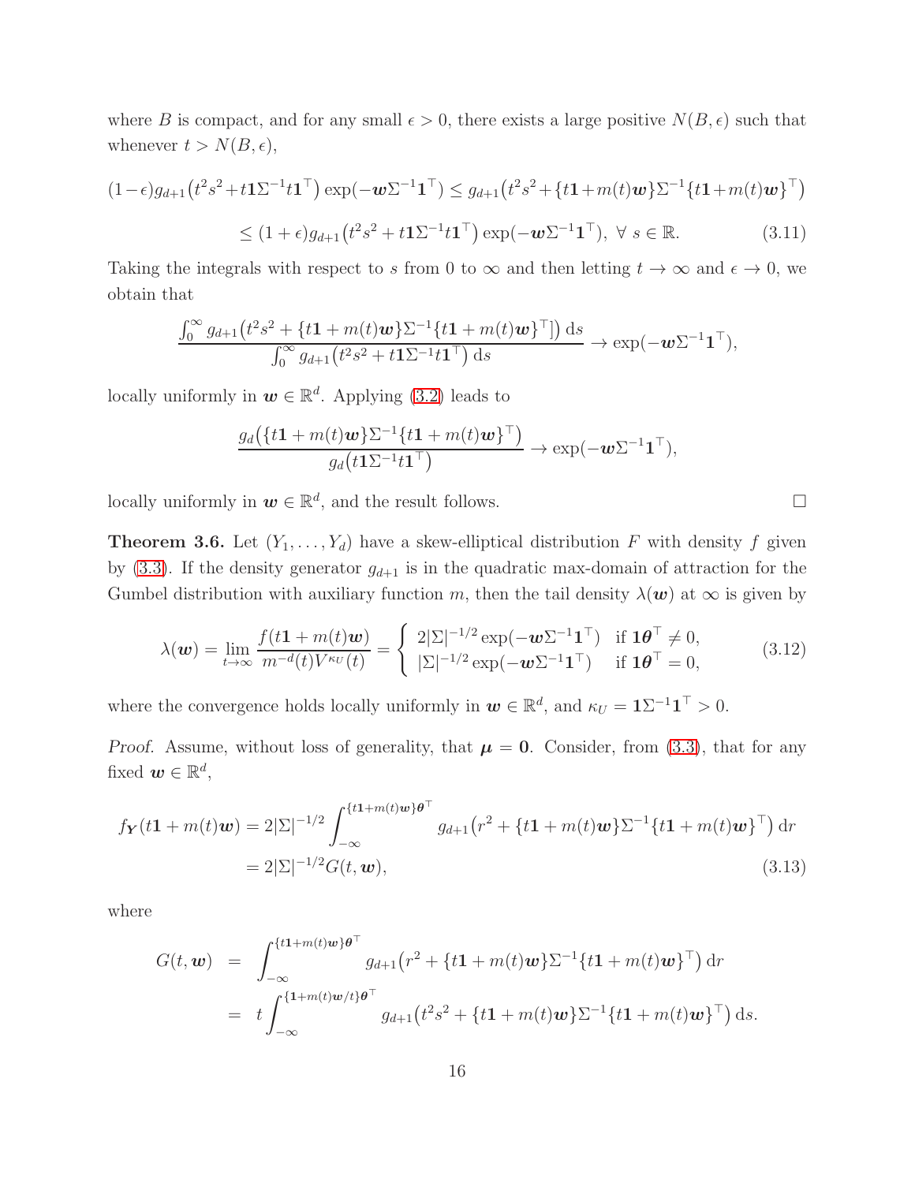where $B$ is compact, and for any small $\epsilon > 0$, there exists a large positive $N(B, \epsilon)$ such that whenever $t > N(B, \epsilon)$,

$$(1-\epsilon) g_{d+1}\big(t^2 s^2 + t\mathbf{1}\Sigma^{-1} t\mathbf{1}^\top\big) \exp(-\boldsymbol{w}\Sigma^{-1}\mathbf{1}^\top) \le g_{d+1}\big(t^2 s^2 + \{t\mathbf{1} + m(t)\boldsymbol{w}\}\Sigma^{-1}\{t\mathbf{1} + m(t)\boldsymbol{w}\}^\top\big)$$

$$\le (1+\epsilon) g_{d+1}\big(t^2 s^2 + t\mathbf{1}\Sigma^{-1} t\mathbf{1}^\top\big) \exp(-\boldsymbol{w}\Sigma^{-1}\mathbf{1}^\top), \ \forall \ s \in \mathbb{R}. \tag{3.11}$$

Taking the integrals with respect to $s$ from 0 to $\infty$ and then letting $t \to \infty$ and $\epsilon \to 0$, we obtain that

$$\frac{\int_0^\infty g_{d+1}\big(t^2 s^2 + \{t\mathbf{1} + m(t)\boldsymbol{w}\}\Sigma^{-1}\{t\mathbf{1} + m(t)\boldsymbol{w}\}^\top]\big)\, \mathrm{d}s}{\int_0^\infty g_{d+1}\big(t^2 s^2 + t\mathbf{1}\Sigma^{-1} t\mathbf{1}^\top\big)\, \mathrm{d}s} \to \exp(-\boldsymbol{w}\Sigma^{-1}\mathbf{1}^\top),$$

locally uniformly in $\boldsymbol{w} \in \mathbb{R}^d$. Applying (3.2) leads to

$$\frac{g_d\big(\{t\mathbf{1} + m(t)\boldsymbol{w}\}\Sigma^{-1}\{t\mathbf{1} + m(t)\boldsymbol{w}\}^\top\big)}{g_d\big(t\mathbf{1}\Sigma^{-1} t\mathbf{1}^\top\big)} \to \exp(-\boldsymbol{w}\Sigma^{-1}\mathbf{1}^\top),$$

locally uniformly in $\boldsymbol{w} \in \mathbb{R}^d$, and the result follows. □

**Theorem 3.6.** Let $(Y_1, \ldots, Y_d)$ have a skew-elliptical distribution $F$ with density $f$ given by (3.3). If the density generator $g_{d+1}$ is in the quadratic max-domain of attraction for the Gumbel distribution with auxiliary function $m$, then the tail density $\lambda(\boldsymbol{w})$ at $\infty$ is given by

$$\lambda(\boldsymbol{w}) = \lim_{t\to\infty} \frac{f(t\mathbf{1} + m(t)\boldsymbol{w})}{m^{-d}(t) V^{\kappa_U}(t)} = \begin{cases} 2|\Sigma|^{-1/2} \exp(-\boldsymbol{w}\Sigma^{-1}\mathbf{1}^\top) & \text{if } \mathbf{1}\boldsymbol{\theta}^\top \neq 0, \\ |\Sigma|^{-1/2} \exp(-\boldsymbol{w}\Sigma^{-1}\mathbf{1}^\top) & \text{if } \mathbf{1}\boldsymbol{\theta}^\top = 0, \end{cases} \tag{3.12}$$

where the convergence holds locally uniformly in $\boldsymbol{w} \in \mathbb{R}^d$, and $\kappa_U = \mathbf{1}\Sigma^{-1}\mathbf{1}^\top > 0$.

*Proof.* Assume, without loss of generality, that $\boldsymbol{\mu} = \mathbf{0}$. Consider, from (3.3), that for any fixed $\boldsymbol{w} \in \mathbb{R}^d$,

$$\begin{aligned} f_{\boldsymbol{Y}}(t\mathbf{1} + m(t)\boldsymbol{w}) &= 2|\Sigma|^{-1/2} \int_{-\infty}^{\{t\mathbf{1} + m(t)\boldsymbol{w}\}\boldsymbol{\theta}^\top} g_{d+1}\big(r^2 + \{t\mathbf{1} + m(t)\boldsymbol{w}\}\Sigma^{-1}\{t\mathbf{1} + m(t)\boldsymbol{w}\}^\top\big)\, \mathrm{d}r \\ &= 2|\Sigma|^{-1/2} G(t, \boldsymbol{w}), \end{aligned} \tag{3.13}$$

where

$$\begin{aligned} G(t, \boldsymbol{w}) &= \int_{-\infty}^{\{t\mathbf{1} + m(t)\boldsymbol{w}\}\boldsymbol{\theta}^\top} g_{d+1}\big(r^2 + \{t\mathbf{1} + m(t)\boldsymbol{w}\}\Sigma^{-1}\{t\mathbf{1} + m(t)\boldsymbol{w}\}^\top\big)\, \mathrm{d}r \\ &= t \int_{-\infty}^{\{\mathbf{1} + m(t)\boldsymbol{w}/t\}\boldsymbol{\theta}^\top} g_{d+1}\big(t^2 s^2 + \{t\mathbf{1} + m(t)\boldsymbol{w}\}\Sigma^{-1}\{t\mathbf{1} + m(t)\boldsymbol{w}\}^\top\big)\, \mathrm{d}s. \end{aligned}$$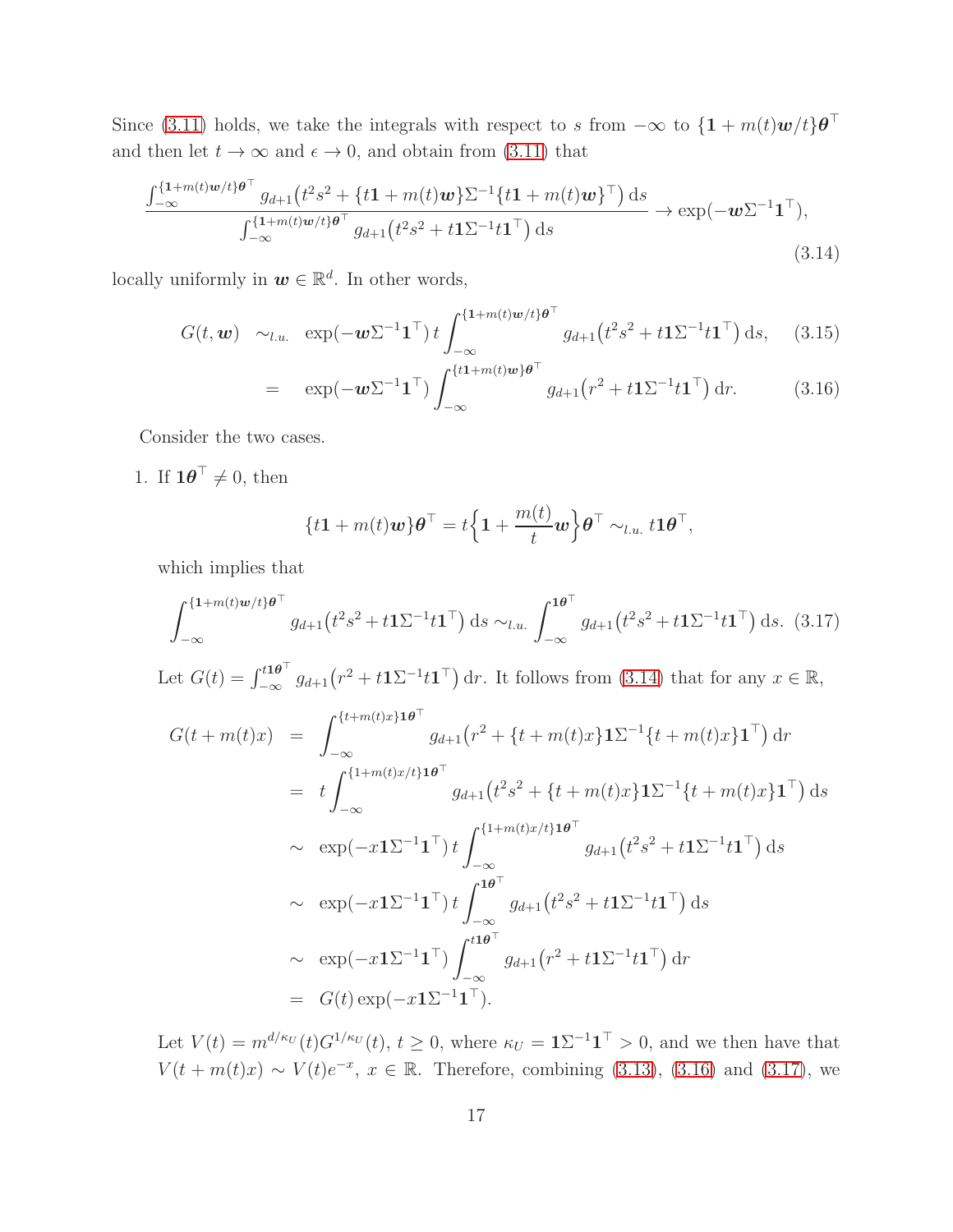Since (3.11) holds, we take the integrals with respect to $s$ from $-\infty$ to $\{\mathbf{1}+m(t)\boldsymbol{w}/t\}\boldsymbol{\theta}^\top$ and then let $t\to\infty$ and $\epsilon\to 0$, and obtain from (3.11) that

$$
\frac{\int_{-\infty}^{\{\mathbf{1}+m(t)\boldsymbol{w}/t\}\boldsymbol{\theta}^\top} g_{d+1}\big(t^2s^2+\{t\mathbf{1}+m(t)\boldsymbol{w}\}\Sigma^{-1}\{t\mathbf{1}+m(t)\boldsymbol{w}\}^\top\big)\,\mathrm{d}s}{\int_{-\infty}^{\{\mathbf{1}+m(t)\boldsymbol{w}/t\}\boldsymbol{\theta}^\top} g_{d+1}\big(t^2s^2+t\mathbf{1}\Sigma^{-1}t\mathbf{1}^\top\big)\,\mathrm{d}s}\to\exp(-\boldsymbol{w}\Sigma^{-1}\mathbf{1}^\top),
\tag{3.14}
$$

locally uniformly in $\boldsymbol{w}\in\mathbb{R}^d$. In other words,

$$
\begin{aligned}
G(t,\boldsymbol{w}) \;&\sim_{l.u.}\; \exp(-\boldsymbol{w}\Sigma^{-1}\mathbf{1}^\top)\,t\int_{-\infty}^{\{\mathbf{1}+m(t)\boldsymbol{w}/t\}\boldsymbol{\theta}^\top} g_{d+1}\big(t^2s^2+t\mathbf{1}\Sigma^{-1}t\mathbf{1}^\top\big)\,\mathrm{d}s, &(3.15)\\
&= \exp(-\boldsymbol{w}\Sigma^{-1}\mathbf{1}^\top)\int_{-\infty}^{\{t\mathbf{1}+m(t)\boldsymbol{w}\}\boldsymbol{\theta}^\top} g_{d+1}\big(r^2+t\mathbf{1}\Sigma^{-1}t\mathbf{1}^\top\big)\,\mathrm{d}r. &(3.16)
\end{aligned}
$$

Consider the two cases.

1. If $\mathbf{1}\boldsymbol{\theta}^\top\neq 0$, then

$$
\{t\mathbf{1}+m(t)\boldsymbol{w}\}\boldsymbol{\theta}^\top=t\Big\{\mathbf{1}+\frac{m(t)}{t}\boldsymbol{w}\Big\}\boldsymbol{\theta}^\top\sim_{l.u.}t\mathbf{1}\boldsymbol{\theta}^\top,
$$

   which implies that

$$
\int_{-\infty}^{\{\mathbf{1}+m(t)\boldsymbol{w}/t\}\boldsymbol{\theta}^\top} g_{d+1}\big(t^2s^2+t\mathbf{1}\Sigma^{-1}t\mathbf{1}^\top\big)\,\mathrm{d}s\sim_{l.u.}\int_{-\infty}^{\mathbf{1}\boldsymbol{\theta}^\top} g_{d+1}\big(t^2s^2+t\mathbf{1}\Sigma^{-1}t\mathbf{1}^\top\big)\,\mathrm{d}s. \tag{3.17}
$$

   Let $G(t)=\int_{-\infty}^{t\mathbf{1}\boldsymbol{\theta}^\top} g_{d+1}\big(r^2+t\mathbf{1}\Sigma^{-1}t\mathbf{1}^\top\big)\,\mathrm{d}r$. It follows from (3.14) that for any $x\in\mathbb{R}$,

$$
\begin{aligned}
G(t+m(t)x) &= \int_{-\infty}^{\{t+m(t)x\}\mathbf{1}\boldsymbol{\theta}^\top} g_{d+1}\big(r^2+\{t+m(t)x\}\mathbf{1}\Sigma^{-1}\{t+m(t)x\}\mathbf{1}^\top\big)\,\mathrm{d}r\\
&= t\int_{-\infty}^{\{1+m(t)x/t\}\mathbf{1}\boldsymbol{\theta}^\top} g_{d+1}\big(t^2s^2+\{t+m(t)x\}\mathbf{1}\Sigma^{-1}\{t+m(t)x\}\mathbf{1}^\top\big)\,\mathrm{d}s\\
&\sim \exp(-x\mathbf{1}\Sigma^{-1}\mathbf{1}^\top)\,t\int_{-\infty}^{\{1+m(t)x/t\}\mathbf{1}\boldsymbol{\theta}^\top} g_{d+1}\big(t^2s^2+t\mathbf{1}\Sigma^{-1}t\mathbf{1}^\top\big)\,\mathrm{d}s\\
&\sim \exp(-x\mathbf{1}\Sigma^{-1}\mathbf{1}^\top)\,t\int_{-\infty}^{\mathbf{1}\boldsymbol{\theta}^\top} g_{d+1}\big(t^2s^2+t\mathbf{1}\Sigma^{-1}t\mathbf{1}^\top\big)\,\mathrm{d}s\\
&\sim \exp(-x\mathbf{1}\Sigma^{-1}\mathbf{1}^\top)\int_{-\infty}^{t\mathbf{1}\boldsymbol{\theta}^\top} g_{d+1}\big(r^2+t\mathbf{1}\Sigma^{-1}t\mathbf{1}^\top\big)\,\mathrm{d}r\\
&= G(t)\exp(-x\mathbf{1}\Sigma^{-1}\mathbf{1}^\top).
\end{aligned}
$$

   Let $V(t)=m^{d/\kappa_U}(t)G^{1/\kappa_U}(t)$, $t\geq 0$, where $\kappa_U=\mathbf{1}\Sigma^{-1}\mathbf{1}^\top>0$, and we then have that $V(t+m(t)x)\sim V(t)e^{-x}$, $x\in\mathbb{R}$. Therefore, combining (3.13), (3.16) and (3.17), we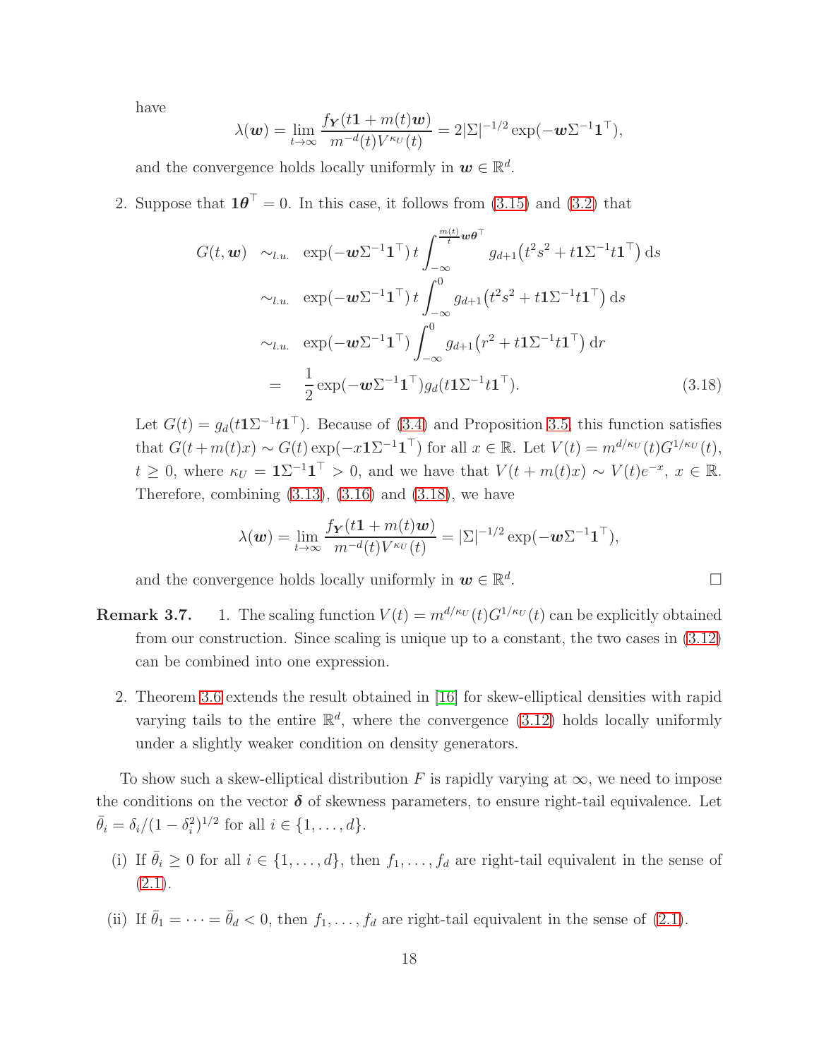have

$$
\lambda(\boldsymbol{w}) = \lim_{t\to\infty} \frac{f_{\boldsymbol{Y}}(t\mathbf{1} + m(t)\boldsymbol{w})}{m^{-d}(t)V^{\kappa_U}(t)} = 2|\Sigma|^{-1/2}\exp(-\boldsymbol{w}\Sigma^{-1}\mathbf{1}^\top),
$$

and the convergence holds locally uniformly in $\boldsymbol{w} \in \mathbb{R}^d$.

2. Suppose that $\mathbf{1}\boldsymbol{\theta}^\top = 0$. In this case, it follows from (3.15) and (3.2) that

$$
\begin{aligned}
G(t,\boldsymbol{w}) &\sim_{l.u.} \exp(-\boldsymbol{w}\Sigma^{-1}\mathbf{1}^\top)\, t\int_{-\infty}^{\frac{m(t)}{t}\boldsymbol{w}\boldsymbol{\theta}^\top} g_{d+1}\big(t^2s^2 + t\mathbf{1}\Sigma^{-1}t\mathbf{1}^\top\big)\,\mathrm{d}s \\
&\sim_{l.u.} \exp(-\boldsymbol{w}\Sigma^{-1}\mathbf{1}^\top)\, t\int_{-\infty}^{0} g_{d+1}\big(t^2s^2 + t\mathbf{1}\Sigma^{-1}t\mathbf{1}^\top\big)\,\mathrm{d}s \\
&\sim_{l.u.} \exp(-\boldsymbol{w}\Sigma^{-1}\mathbf{1}^\top)\int_{-\infty}^{0} g_{d+1}\big(r^2 + t\mathbf{1}\Sigma^{-1}t\mathbf{1}^\top\big)\,\mathrm{d}r \\
&= \frac{1}{2}\exp(-\boldsymbol{w}\Sigma^{-1}\mathbf{1}^\top) g_d(t\mathbf{1}\Sigma^{-1}t\mathbf{1}^\top).
\end{aligned} \tag{3.18}
$$

Let $G(t) = g_d(t\mathbf{1}\Sigma^{-1}t\mathbf{1}^\top)$. Because of (3.4) and Proposition 3.5, this function satisfies that $G(t + m(t)x) \sim G(t)\exp(-x\mathbf{1}\Sigma^{-1}\mathbf{1}^\top)$ for all $x \in \mathbb{R}$. Let $V(t) = m^{d/\kappa_U}(t)G^{1/\kappa_U}(t)$, $t \geq 0$, where $\kappa_U = \mathbf{1}\Sigma^{-1}\mathbf{1}^\top > 0$, and we have that $V(t + m(t)x) \sim V(t)e^{-x}$, $x \in \mathbb{R}$. Therefore, combining (3.13), (3.16) and (3.18), we have

$$
\lambda(\boldsymbol{w}) = \lim_{t\to\infty} \frac{f_{\boldsymbol{Y}}(t\mathbf{1} + m(t)\boldsymbol{w})}{m^{-d}(t)V^{\kappa_U}(t)} = |\Sigma|^{-1/2}\exp(-\boldsymbol{w}\Sigma^{-1}\mathbf{1}^\top),
$$

and the convergence holds locally uniformly in $\boldsymbol{w} \in \mathbb{R}^d$. □

**Remark 3.7.** 1. The scaling function $V(t) = m^{d/\kappa_U}(t)G^{1/\kappa_U}(t)$ can be explicitly obtained from our construction. Since scaling is unique up to a constant, the two cases in (3.12) can be combined into one expression.

2. Theorem 3.6 extends the result obtained in [16] for skew-elliptical densities with rapid varying tails to the entire $\mathbb{R}^d$, where the convergence (3.12) holds locally uniformly under a slightly weaker condition on density generators.

To show such a skew-elliptical distribution $F$ is rapidly varying at $\infty$, we need to impose the conditions on the vector $\boldsymbol{\delta}$ of skewness parameters, to ensure right-tail equivalence. Let $\bar{\theta}_i = \delta_i/(1-\delta_i^2)^{1/2}$ for all $i \in \{1,\dots,d\}$.

(i) If $\bar{\theta}_i \geq 0$ for all $i \in \{1,\dots,d\}$, then $f_1,\dots,f_d$ are right-tail equivalent in the sense of (2.1).

(ii) If $\bar{\theta}_1 = \cdots = \bar{\theta}_d < 0$, then $f_1,\dots,f_d$ are right-tail equivalent in the sense of (2.1).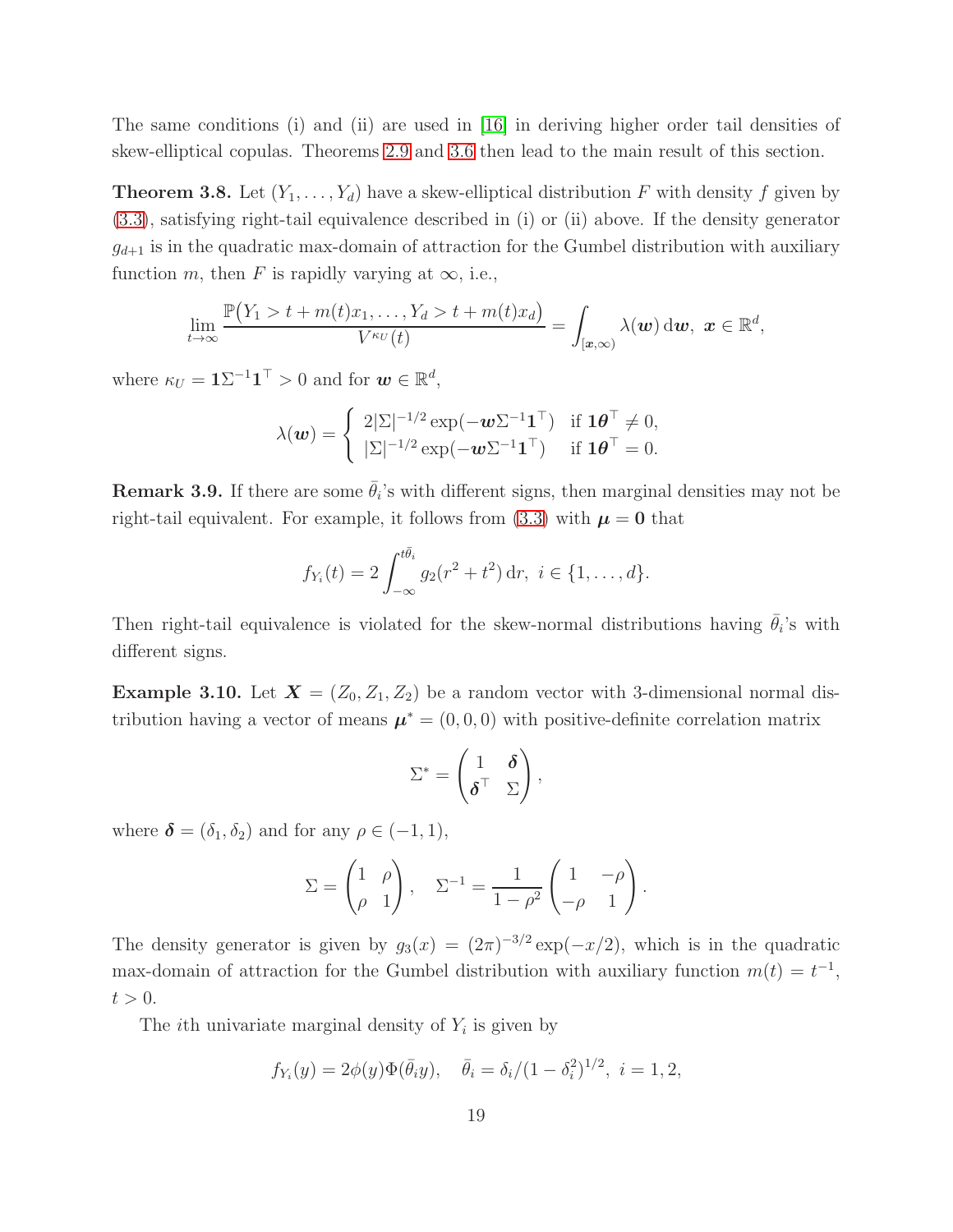The same conditions (i) and (ii) are used in [16] in deriving higher order tail densities of skew-elliptical copulas. Theorems 2.9 and 3.6 then lead to the main result of this section.

**Theorem 3.8.** Let $(Y_1, \dots, Y_d)$ have a skew-elliptical distribution $F$ with density $f$ given by (3.3), satisfying right-tail equivalence described in (i) or (ii) above. If the density generator $g_{d+1}$ is in the quadratic max-domain of attraction for the Gumbel distribution with auxiliary function $m$, then $F$ is rapidly varying at $\infty$, i.e.,

$$\lim_{t\to\infty} \frac{\mathbb{P}\big(Y_1 > t + m(t)x_1, \dots, Y_d > t + m(t)x_d\big)}{V^{\kappa_U}(t)} = \int_{[\boldsymbol{x},\infty)} \lambda(\boldsymbol{w})\,\mathrm{d}\boldsymbol{w},\ \ \boldsymbol{x} \in \mathbb{R}^d,$$

where $\kappa_U = \mathbf{1}\Sigma^{-1}\mathbf{1}^\top > 0$ and for $\boldsymbol{w} \in \mathbb{R}^d$,

$$\lambda(\boldsymbol{w}) = \begin{cases} 2|\Sigma|^{-1/2}\exp(-\boldsymbol{w}\Sigma^{-1}\mathbf{1}^\top) & \text{if } \mathbf{1}\boldsymbol{\theta}^\top \neq 0, \\ |\Sigma|^{-1/2}\exp(-\boldsymbol{w}\Sigma^{-1}\mathbf{1}^\top) & \text{if } \mathbf{1}\boldsymbol{\theta}^\top = 0. \end{cases}$$

**Remark 3.9.** If there are some $\bar{\theta}_i$'s with different signs, then marginal densities may not be right-tail equivalent. For example, it follows from (3.3) with $\boldsymbol{\mu} = \mathbf{0}$ that

$$f_{Y_i}(t) = 2\int_{-\infty}^{t\bar{\theta}_i} g_2(r^2 + t^2)\,\mathrm{d}r,\ \ i \in \{1, \dots, d\}.$$

Then right-tail equivalence is violated for the skew-normal distributions having $\bar{\theta}_i$'s with different signs.

**Example 3.10.** Let $\boldsymbol{X} = (Z_0, Z_1, Z_2)$ be a random vector with 3-dimensional normal distribution having a vector of means $\boldsymbol{\mu}^* = (0, 0, 0)$ with positive-definite correlation matrix

$$\Sigma^* = \begin{pmatrix} 1 & \boldsymbol{\delta} \\ \boldsymbol{\delta}^\top & \Sigma \end{pmatrix},$$

where $\boldsymbol{\delta} = (\delta_1, \delta_2)$ and for any $\rho \in (-1, 1)$,

$$\Sigma = \begin{pmatrix} 1 & \rho \\ \rho & 1 \end{pmatrix}, \quad \Sigma^{-1} = \frac{1}{1-\rho^2}\begin{pmatrix} 1 & -\rho \\ -\rho & 1 \end{pmatrix}.$$

The density generator is given by $g_3(x) = (2\pi)^{-3/2}\exp(-x/2)$, which is in the quadratic max-domain of attraction for the Gumbel distribution with auxiliary function $m(t) = t^{-1}$, $t > 0$.

The $i$th univariate marginal density of $Y_i$ is given by

$$f_{Y_i}(y) = 2\phi(y)\Phi(\bar{\theta}_i y), \quad \bar{\theta}_i = \delta_i/(1-\delta_i^2)^{1/2},\ i = 1, 2,$$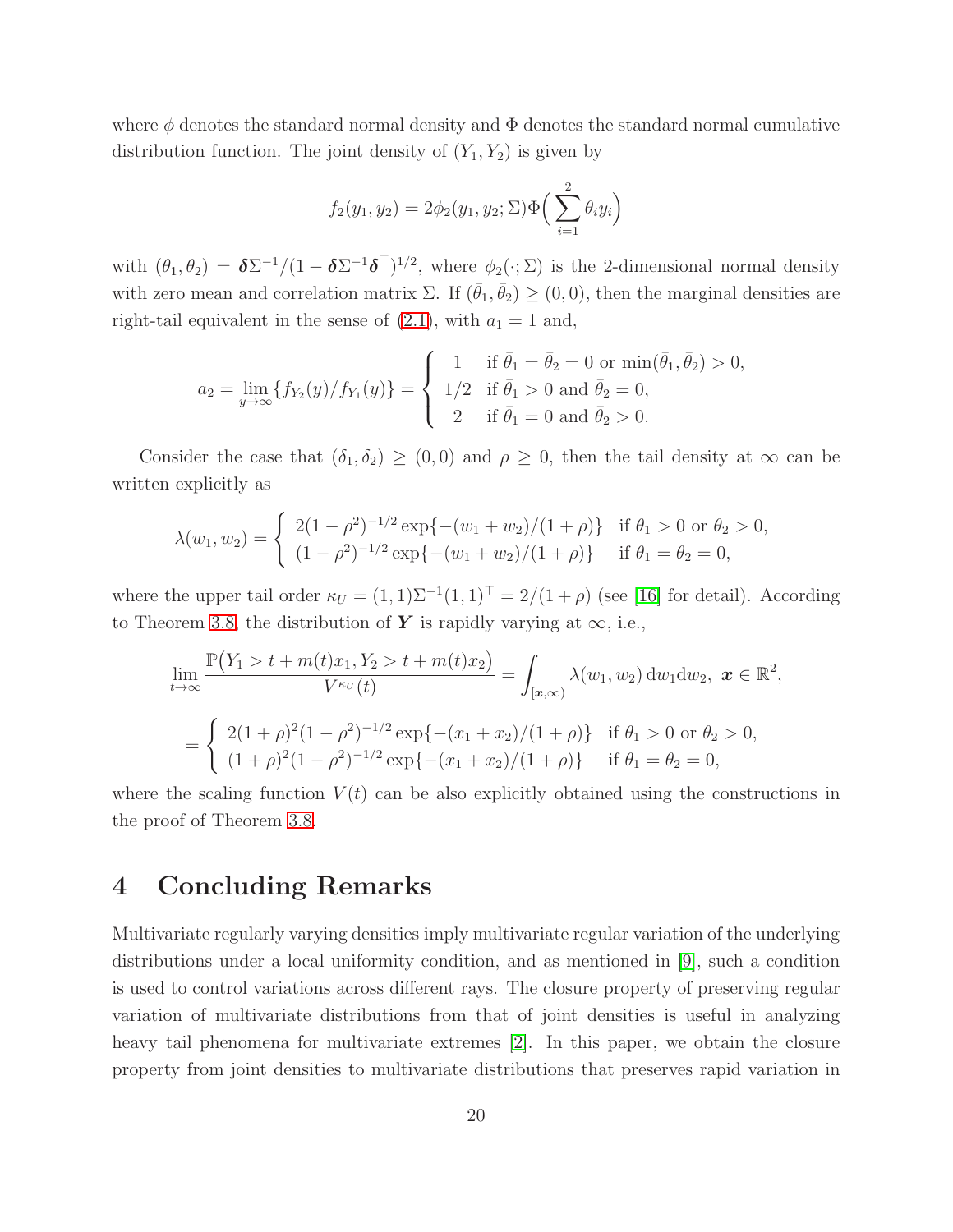where $\phi$ denotes the standard normal density and $\Phi$ denotes the standard normal cumulative distribution function. The joint density of $(Y_1, Y_2)$ is given by

$$f_2(y_1, y_2) = 2\phi_2(y_1, y_2; \Sigma)\Phi\Big(\sum_{i=1}^{2} \theta_i y_i\Big)$$

with $(\theta_1, \theta_2) = \boldsymbol{\delta}\Sigma^{-1}/(1 - \boldsymbol{\delta}\Sigma^{-1}\boldsymbol{\delta}^\top)^{1/2}$, where $\phi_2(\cdot; \Sigma)$ is the 2-dimensional normal density with zero mean and correlation matrix $\Sigma$. If $(\bar{\theta}_1, \bar{\theta}_2) \geq (0, 0)$, then the marginal densities are right-tail equivalent in the sense of (2.1), with $a_1 = 1$ and,

$$a_2 = \lim_{y\to\infty}\{f_{Y_2}(y)/f_{Y_1}(y)\} = \begin{cases} 1 & \text{if } \bar{\theta}_1 = \bar{\theta}_2 = 0 \text{ or } \min(\bar{\theta}_1, \bar{\theta}_2) > 0, \\ 1/2 & \text{if } \bar{\theta}_1 > 0 \text{ and } \bar{\theta}_2 = 0, \\ 2 & \text{if } \bar{\theta}_1 = 0 \text{ and } \bar{\theta}_2 > 0. \end{cases}$$

Consider the case that $(\delta_1, \delta_2) \geq (0, 0)$ and $\rho \geq 0$, then the tail density at $\infty$ can be written explicitly as

$$\lambda(w_1, w_2) = \begin{cases} 2(1-\rho^2)^{-1/2}\exp\{-(w_1 + w_2)/(1+\rho)\} & \text{if } \theta_1 > 0 \text{ or } \theta_2 > 0, \\ (1-\rho^2)^{-1/2}\exp\{-(w_1 + w_2)/(1+\rho)\} & \text{if } \theta_1 = \theta_2 = 0, \end{cases}$$

where the upper tail order $\kappa_U = (1, 1)\Sigma^{-1}(1, 1)^\top = 2/(1 + \rho)$ (see [16] for detail). According to Theorem 3.8, the distribution of $\boldsymbol{Y}$ is rapidly varying at $\infty$, i.e.,

$$\lim_{t\to\infty} \frac{\mathbb{P}\big(Y_1 > t + m(t)x_1, Y_2 > t + m(t)x_2\big)}{V^{\kappa_U}(t)} = \int_{[\boldsymbol{x},\infty)} \lambda(w_1, w_2)\, \mathrm{d}w_1\mathrm{d}w_2, \ \boldsymbol{x} \in \mathbb{R}^2,$$

$$= \begin{cases} 2(1+\rho)^2(1-\rho^2)^{-1/2}\exp\{-(x_1 + x_2)/(1+\rho)\} & \text{if } \theta_1 > 0 \text{ or } \theta_2 > 0, \\ (1+\rho)^2(1-\rho^2)^{-1/2}\exp\{-(x_1 + x_2)/(1+\rho)\} & \text{if } \theta_1 = \theta_2 = 0, \end{cases}$$

where the scaling function $V(t)$ can be also explicitly obtained using the constructions in the proof of Theorem 3.8.

# 4 Concluding Remarks

Multivariate regularly varying densities imply multivariate regular variation of the underlying distributions under a local uniformity condition, and as mentioned in [9], such a condition is used to control variations across different rays. The closure property of preserving regular variation of multivariate distributions from that of joint densities is useful in analyzing heavy tail phenomena for multivariate extremes [2]. In this paper, we obtain the closure property from joint densities to multivariate distributions that preserves rapid variation in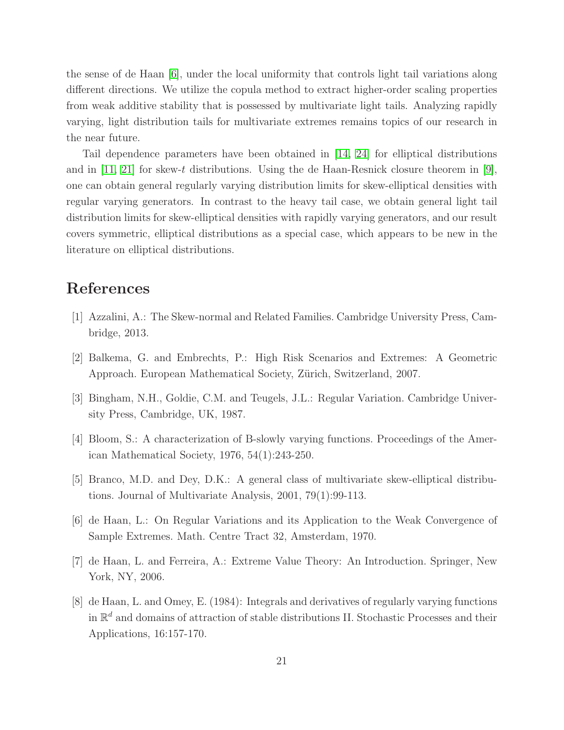the sense of de Haan [6], under the local uniformity that controls light tail variations along different directions. We utilize the copula method to extract higher-order scaling properties from weak additive stability that is possessed by multivariate light tails. Analyzing rapidly varying, light distribution tails for multivariate extremes remains topics of our research in the near future.

Tail dependence parameters have been obtained in [14, 24] for elliptical distributions and in [11, 21] for skew-$t$ distributions. Using the de Haan-Resnick closure theorem in [9], one can obtain general regularly varying distribution limits for skew-elliptical densities with regular varying generators. In contrast to the heavy tail case, we obtain general light tail distribution limits for skew-elliptical densities with rapidly varying generators, and our result covers symmetric, elliptical distributions as a special case, which appears to be new in the literature on elliptical distributions.

# References

[1] Azzalini, A.: The Skew-normal and Related Families. Cambridge University Press, Cambridge, 2013.

[2] Balkema, G. and Embrechts, P.: High Risk Scenarios and Extremes: A Geometric Approach. European Mathematical Society, Zürich, Switzerland, 2007.

[3] Bingham, N.H., Goldie, C.M. and Teugels, J.L.: Regular Variation. Cambridge University Press, Cambridge, UK, 1987.

[4] Bloom, S.: A characterization of B-slowly varying functions. Proceedings of the American Mathematical Society, 1976, 54(1):243-250.

[5] Branco, M.D. and Dey, D.K.: A general class of multivariate skew-elliptical distributions. Journal of Multivariate Analysis, 2001, 79(1):99-113.

[6] de Haan, L.: On Regular Variations and its Application to the Weak Convergence of Sample Extremes. Math. Centre Tract 32, Amsterdam, 1970.

[7] de Haan, L. and Ferreira, A.: Extreme Value Theory: An Introduction. Springer, New York, NY, 2006.

[8] de Haan, L. and Omey, E. (1984): Integrals and derivatives of regularly varying functions in $\mathbb{R}^d$ and domains of attraction of stable distributions II. Stochastic Processes and their Applications, 16:157-170.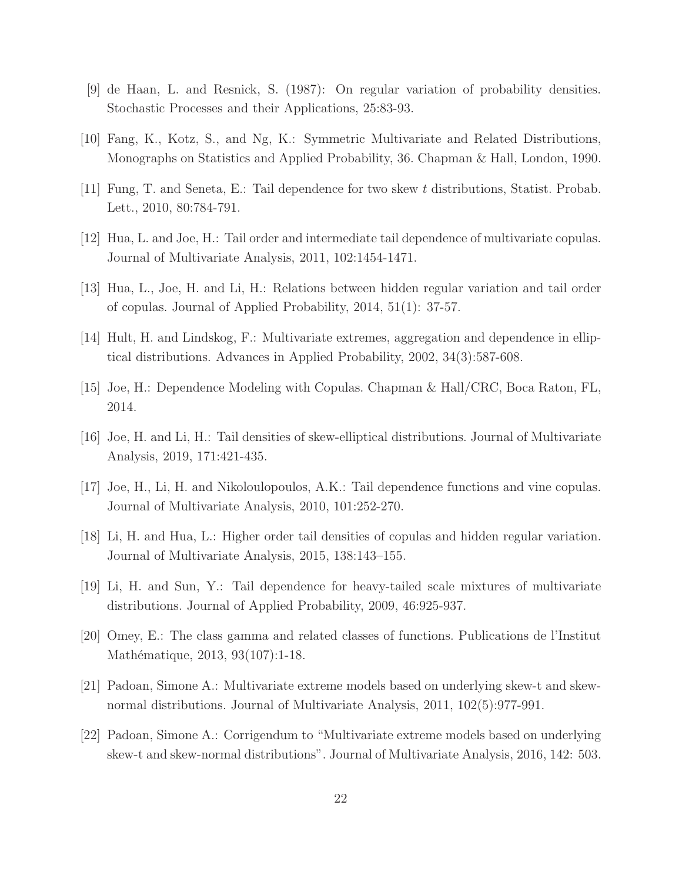[9] de Haan, L. and Resnick, S. (1987): On regular variation of probability densities. Stochastic Processes and their Applications, 25:83-93.

[10] Fang, K., Kotz, S., and Ng, K.: Symmetric Multivariate and Related Distributions, Monographs on Statistics and Applied Probability, 36. Chapman & Hall, London, 1990.

[11] Fung, T. and Seneta, E.: Tail dependence for two skew $t$ distributions, Statist. Probab. Lett., 2010, 80:784-791.

[12] Hua, L. and Joe, H.: Tail order and intermediate tail dependence of multivariate copulas. Journal of Multivariate Analysis, 2011, 102:1454-1471.

[13] Hua, L., Joe, H. and Li, H.: Relations between hidden regular variation and tail order of copulas. Journal of Applied Probability, 2014, 51(1): 37-57.

[14] Hult, H. and Lindskog, F.: Multivariate extremes, aggregation and dependence in elliptical distributions. Advances in Applied Probability, 2002, 34(3):587-608.

[15] Joe, H.: Dependence Modeling with Copulas. Chapman & Hall/CRC, Boca Raton, FL, 2014.

[16] Joe, H. and Li, H.: Tail densities of skew-elliptical distributions. Journal of Multivariate Analysis, 2019, 171:421-435.

[17] Joe, H., Li, H. and Nikoloulopoulos, A.K.: Tail dependence functions and vine copulas. Journal of Multivariate Analysis, 2010, 101:252-270.

[18] Li, H. and Hua, L.: Higher order tail densities of copulas and hidden regular variation. Journal of Multivariate Analysis, 2015, 138:143–155.

[19] Li, H. and Sun, Y.: Tail dependence for heavy-tailed scale mixtures of multivariate distributions. Journal of Applied Probability, 2009, 46:925-937.

[20] Omey, E.: The class gamma and related classes of functions. Publications de l'Institut Mathématique, 2013, 93(107):1-18.

[21] Padoan, Simone A.: Multivariate extreme models based on underlying skew-t and skew-normal distributions. Journal of Multivariate Analysis, 2011, 102(5):977-991.

[22] Padoan, Simone A.: Corrigendum to "Multivariate extreme models based on underlying skew-t and skew-normal distributions". Journal of Multivariate Analysis, 2016, 142: 503.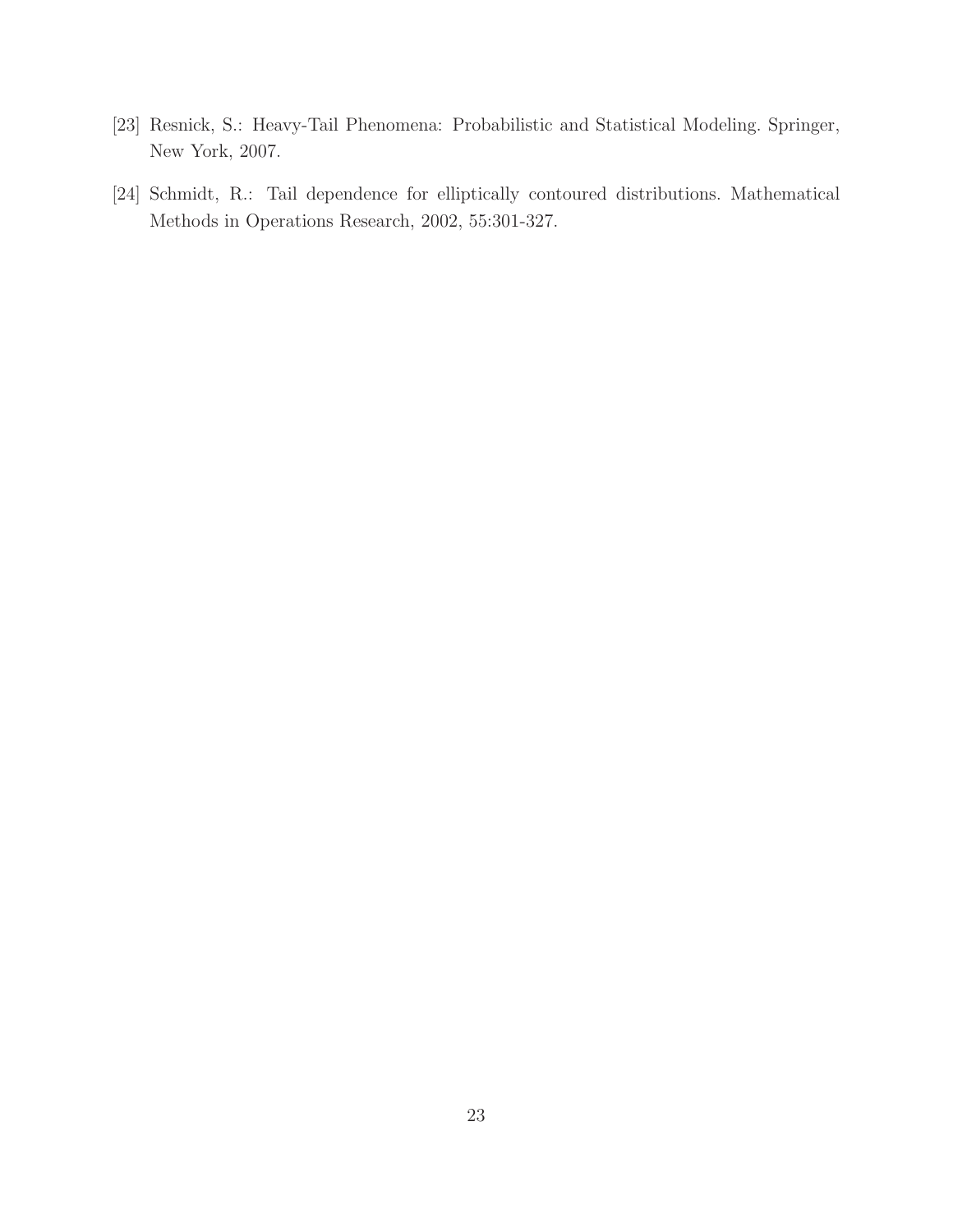[23] Resnick, S.: Heavy-Tail Phenomena: Probabilistic and Statistical Modeling. Springer, New York, 2007.

[24] Schmidt, R.: Tail dependence for elliptically contoured distributions. Mathematical Methods in Operations Research, 2002, 55:301-327.